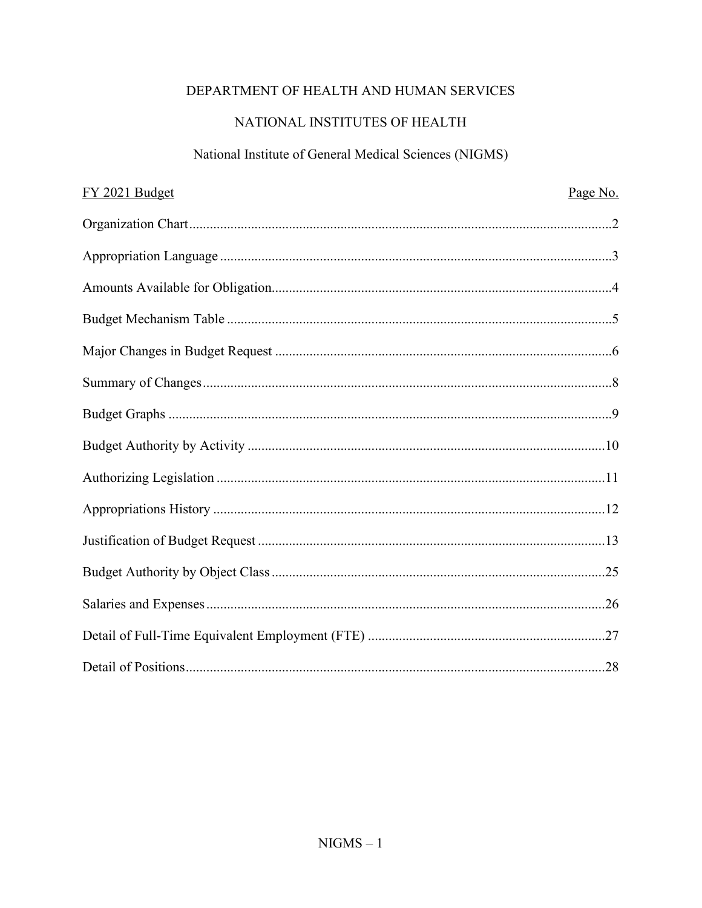DEPARTMENT OF HEALTH AND HUMAN SERVICES

NATIONAL INSTITUTES OF HEALTH

National Institute of General Medical Sciences (NIGMS)

| FY 2021 Budget | Page No. |
| --- | --- |
| Organization Chart | 2 |
| Appropriation Language | 3 |
| Amounts Available for Obligation | 4 |
| Budget Mechanism Table | 5 |
| Major Changes in Budget Request | 6 |
| Summary of Changes | 8 |
| Budget Graphs | 9 |
| Budget Authority by Activity | 10 |
| Authorizing Legislation | 11 |
| Appropriations History | 12 |
| Justification of Budget Request | 13 |
| Budget Authority by Object Class | 25 |
| Salaries and Expenses | 26 |
| Detail of Full-Time Equivalent Employment (FTE) | 27 |
| Detail of Positions | 28 |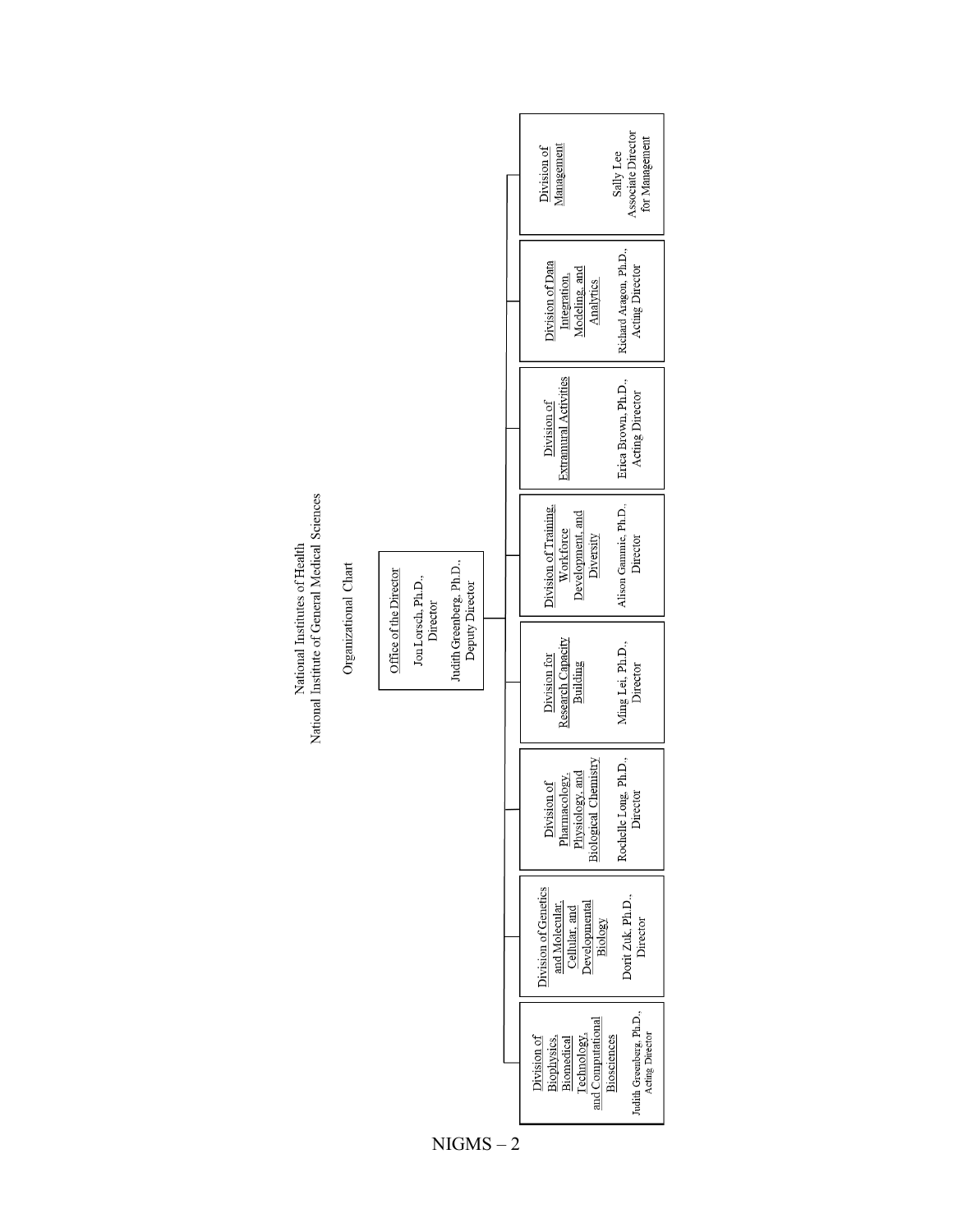National Institutes of Health
National Institute of General Medical Sciences

Organizational Chart

**Office of the Director**
Jon Lorsch, Ph.D., Director
Judith Greenberg, Ph.D., Deputy Director

- **Division of Biophysics, Biomedical Technology, and Computational Biosciences**
  Judith Greenberg, Ph.D., Acting Director
- **Division of Genetics and Molecular, Cellular, and Developmental Biology**
  Dorit Zuk, Ph.D., Director
- **Division of Pharmacology, Physiology, and Biological Chemistry**
  Rochelle Long, Ph.D., Director
- **Division for Research Capacity Building**
  Ming Lei, Ph.D., Director
- **Division of Training, Workforce Development, and Diversity**
  Alison Gammie, Ph.D., Director
- **Division of Extramural Activities**
  Erica Brown, Ph.D., Acting Director
- **Division of Data Integration, Modeling, and Analytics**
  Richard Aragon, Ph.D., Acting Director
- **Division of Management**
  Sally Lee, Associate Director for Management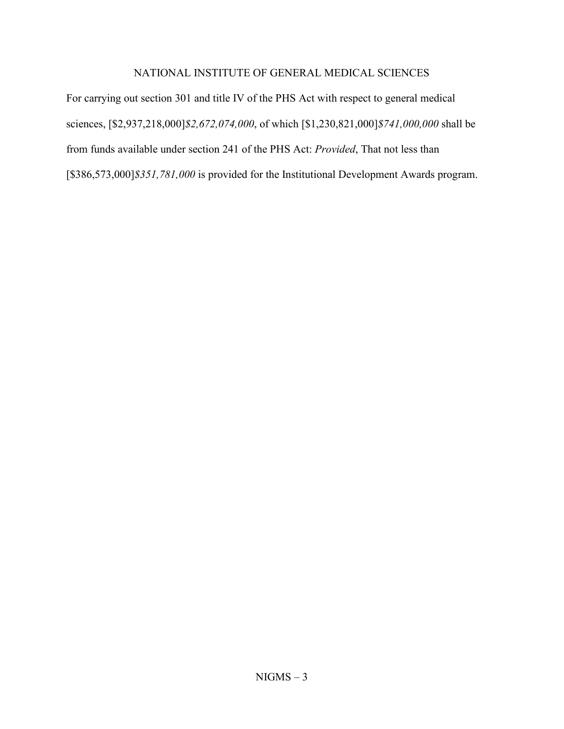# NATIONAL INSTITUTE OF GENERAL MEDICAL SCIENCES

For carrying out section 301 and title IV of the PHS Act with respect to general medical sciences, [$2,937,218,000]*$2,672,074,000*, of which [$1,230,821,000]*$741,000,000* shall be from funds available under section 241 of the PHS Act: *Provided*, That not less than [$386,573,000]*$351,781,000* is provided for the Institutional Development Awards program.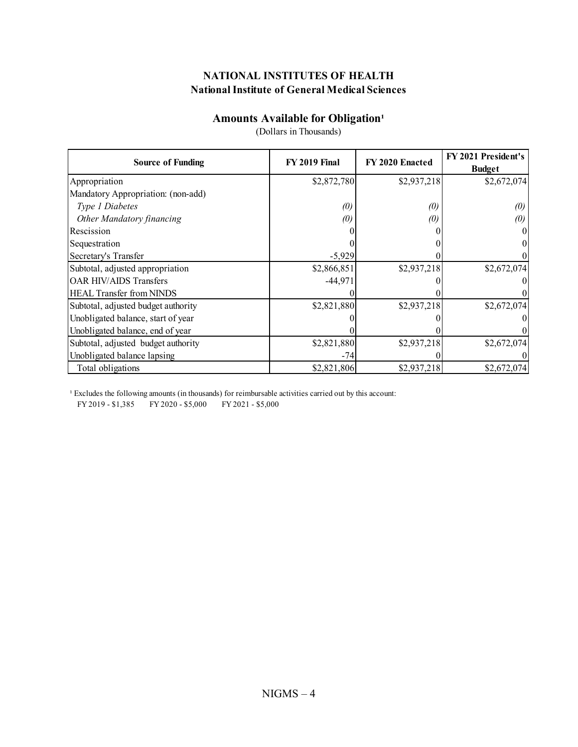**NATIONAL INSTITUTES OF HEALTH**
**National Institute of General Medical Sciences**

## Amounts Available for Obligation[1]

(Dollars in Thousands)

| Source of Funding | FY 2019 Final | FY 2020 Enacted | FY 2021 President's Budget |
|---|---|---|---|
| Appropriation | $2,872,780 | $2,937,218 | $2,672,074 |
| Mandatory Appropriation: (non-add) | | | |
| *Type 1 Diabetes* | *(0)* | *(0)* | *(0)* |
| *Other Mandatory financing* | *(0)* | *(0)* | *(0)* |
| Rescission | 0 | 0 | 0 |
| Sequestration | 0 | 0 | 0 |
| Secretary's Transfer | -5,929 | 0 | 0 |
| Subtotal, adjusted appropriation | $2,866,851 | $2,937,218 | $2,672,074 |
| OAR HIV/AIDS Transfers | -44,971 | 0 | 0 |
| HEAL Transfer from NINDS | 0 | 0 | 0 |
| Subtotal, adjusted budget authority | $2,821,880 | $2,937,218 | $2,672,074 |
| Unobligated balance, start of year | 0 | 0 | 0 |
| Unobligated balance, end of year | 0 | 0 | 0 |
| Subtotal, adjusted budget authority | $2,821,880 | $2,937,218 | $2,672,074 |
| Unobligated balance lapsing | -74 | 0 | 0 |
| Total obligations | $2,821,806 | $2,937,218 | $2,672,074 |

[1] Excludes the following amounts (in thousands) for reimbursable activities carried out by this account:
FY 2019 - $1,385 FY 2020 - $5,000 FY 2021 - $5,000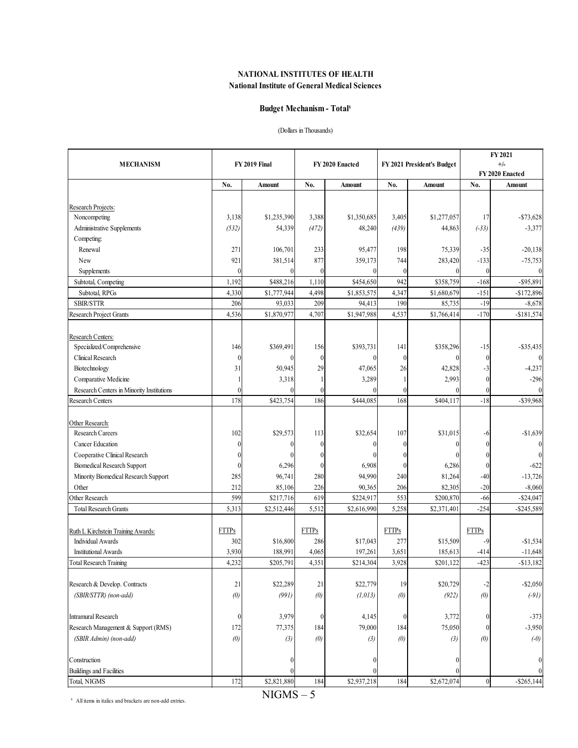**NATIONAL INSTITUTES OF HEALTH**
**National Institute of General Medical Sciences**

**Budget Mechanism - Total[1]**

(Dollars in Thousands)

| MECHANISM | FY 2019 Final | | FY 2020 Enacted | | FY 2021 President's Budget | | FY 2021 +/- FY 2020 Enacted | |
|---|---|---|---|---|---|---|---|---|
| | No. | Amount | No. | Amount | No. | Amount | No. | Amount |
| Research Projects: | | | | | | | | |
| Noncompeting | 3,138 | $1,235,390 | 3,388 | $1,350,685 | 3,405 | $1,277,057 | 17 | -$73,628 |
| Administrative Supplements | *(532)* | 54,339 | *(472)* | 48,240 | *(439)* | 44,863 | *(-33)* | -3,377 |
| Competing: | | | | | | | | |
| Renewal | 271 | 106,701 | 233 | 95,477 | 198 | 75,339 | -35 | -20,138 |
| New | 921 | 381,514 | 877 | 359,173 | 744 | 283,420 | -133 | -75,753 |
| Supplements | 0 | 0 | 0 | 0 | 0 | 0 | 0 | 0 |
| Subtotal, Competing | 1,192 | $488,216 | 1,110 | $454,650 | 942 | $358,759 | -168 | -$95,891 |
| Subtotal, RPGs | 4,330 | $1,777,944 | 4,498 | $1,853,575 | 4,347 | $1,680,679 | -151 | -$172,896 |
| SBIR/STTR | 206 | 93,033 | 209 | 94,413 | 190 | 85,735 | -19 | -8,678 |
| Research Project Grants | 4,536 | $1,870,977 | 4,707 | $1,947,988 | 4,537 | $1,766,414 | -170 | -$181,574 |
| Research Centers: | | | | | | | | |
| Specialized/Comprehensive | 146 | $369,491 | 156 | $393,731 | 141 | $358,296 | -15 | -$35,435 |
| Clinical Research | 0 | 0 | 0 | 0 | 0 | 0 | 0 | 0 |
| Biotechnology | 31 | 50,945 | 29 | 47,065 | 26 | 42,828 | -3 | -4,237 |
| Comparative Medicine | 1 | 3,318 | 1 | 3,289 | 1 | 2,993 | 0 | -296 |
| Research Centers in Minority Institutions | 0 | 0 | 0 | 0 | 0 | 0 | 0 | 0 |
| Research Centers | 178 | $423,754 | 186 | $444,085 | 168 | $404,117 | -18 | -$39,968 |
| Other Research: | | | | | | | | |
| Research Careers | 102 | $29,573 | 113 | $32,654 | 107 | $31,015 | -6 | -$1,639 |
| Cancer Education | 0 | 0 | 0 | 0 | 0 | 0 | 0 | 0 |
| Cooperative Clinical Research | 0 | 0 | 0 | 0 | 0 | 0 | 0 | 0 |
| Biomedical Research Support | 0 | 6,296 | 0 | 6,908 | 0 | 6,286 | 0 | -622 |
| Minority Biomedical Research Support | 285 | 96,741 | 280 | 94,990 | 240 | 81,264 | -40 | -13,726 |
| Other | 212 | 85,106 | 226 | 90,365 | 206 | 82,305 | -20 | -8,060 |
| Other Research | 599 | $217,716 | 619 | $224,917 | 553 | $200,870 | -66 | -$24,047 |
| Total Research Grants | 5,313 | $2,512,446 | 5,512 | $2,616,990 | 5,258 | $2,371,401 | -254 | -$245,589 |
| Ruth L Kirchstein Training Awards: | FTTPs | | FTTPs | | FTTPs | | FTTPs | |
| Individual Awards | 302 | $16,800 | 286 | $17,043 | 277 | $15,509 | -9 | -$1,534 |
| Institutional Awards | 3,930 | 188,991 | 4,065 | 197,261 | 3,651 | 185,613 | -414 | -11,648 |
| Total Research Training | 4,232 | $205,791 | 4,351 | $214,304 | 3,928 | $201,122 | -423 | -$13,182 |
| Research & Develop. Contracts | 21 | $22,289 | 21 | $22,779 | 19 | $20,729 | -2 | -$2,050 |
| *(SBIR/STTR) (non-add)* | *(0)* | *(991)* | *(0)* | *(1,013)* | *(0)* | *(922)* | *(0)* | *(-91)* |
| Intramural Research | 0 | 3,979 | 0 | 4,145 | 0 | 3,772 | 0 | -373 |
| Research Management & Support (RMS) | 172 | 77,375 | 184 | 79,000 | 184 | 75,050 | 0 | -3,950 |
| *(SBIR Admin) (non-add)* | *(0)* | *(3)* | *(0)* | *(3)* | *(0)* | *(3)* | *(0)* | *(-0)* |
| Construction | | 0 | | 0 | | 0 | | 0 |
| Buildings and Facilities | | 0 | | 0 | | 0 | | 0 |
| Total, NIGMS | 172 | $2,821,880 | 184 | $2,937,218 | 184 | $2,672,074 | 0 | -$265,144 |

[1] All items in italics and brackets are non-add entries.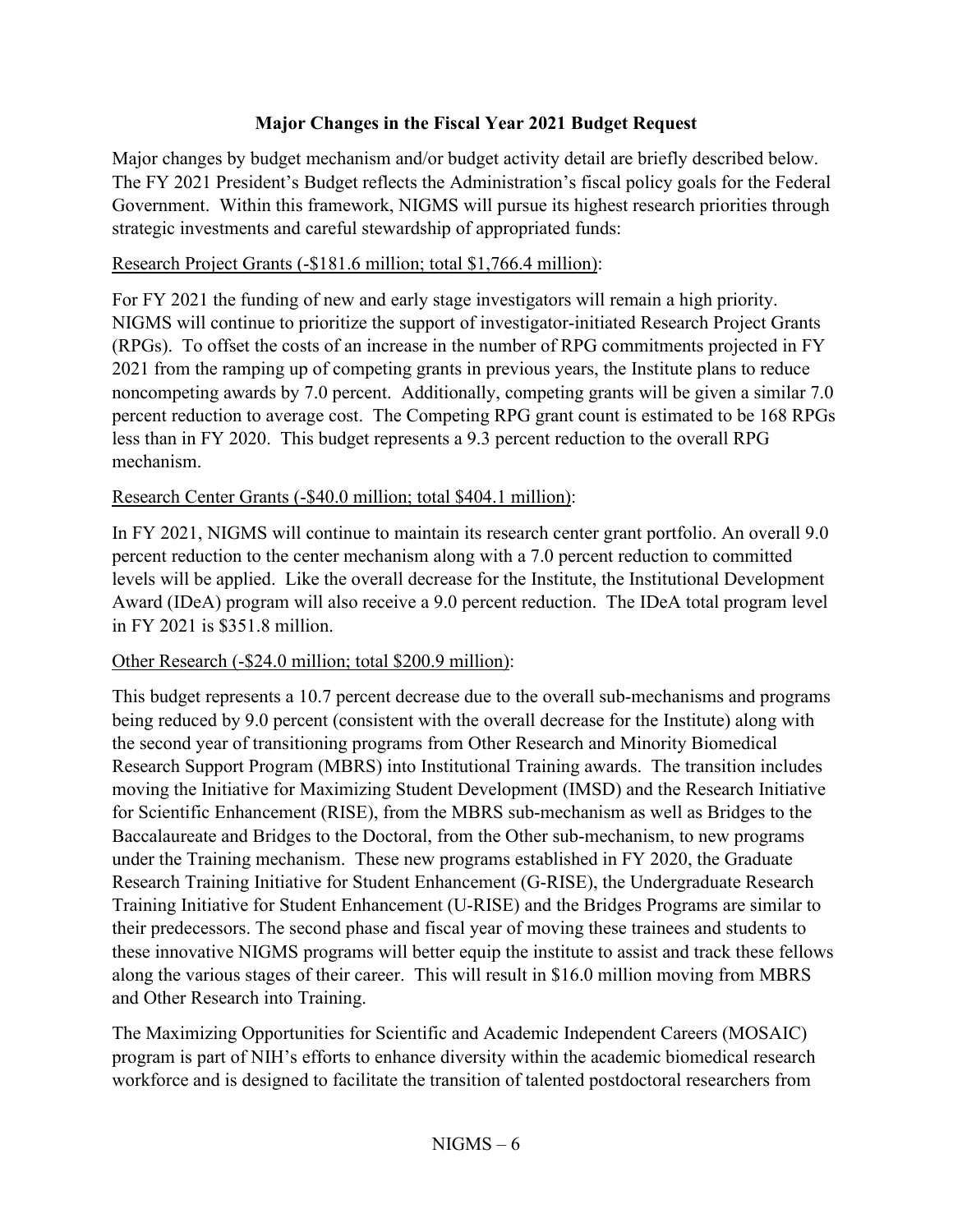## Major Changes in the Fiscal Year 2021 Budget Request

Major changes by budget mechanism and/or budget activity detail are briefly described below. The FY 2021 President's Budget reflects the Administration's fiscal policy goals for the Federal Government. Within this framework, NIGMS will pursue its highest research priorities through strategic investments and careful stewardship of appropriated funds:

Research Project Grants (-$181.6 million; total $1,766.4 million):

For FY 2021 the funding of new and early stage investigators will remain a high priority. NIGMS will continue to prioritize the support of investigator-initiated Research Project Grants (RPGs). To offset the costs of an increase in the number of RPG commitments projected in FY 2021 from the ramping up of competing grants in previous years, the Institute plans to reduce noncompeting awards by 7.0 percent. Additionally, competing grants will be given a similar 7.0 percent reduction to average cost. The Competing RPG grant count is estimated to be 168 RPGs less than in FY 2020. This budget represents a 9.3 percent reduction to the overall RPG mechanism.

Research Center Grants (-$40.0 million; total $404.1 million):

In FY 2021, NIGMS will continue to maintain its research center grant portfolio. An overall 9.0 percent reduction to the center mechanism along with a 7.0 percent reduction to committed levels will be applied. Like the overall decrease for the Institute, the Institutional Development Award (IDeA) program will also receive a 9.0 percent reduction. The IDeA total program level in FY 2021 is $351.8 million.

Other Research (-$24.0 million; total $200.9 million):

This budget represents a 10.7 percent decrease due to the overall sub-mechanisms and programs being reduced by 9.0 percent (consistent with the overall decrease for the Institute) along with the second year of transitioning programs from Other Research and Minority Biomedical Research Support Program (MBRS) into Institutional Training awards. The transition includes moving the Initiative for Maximizing Student Development (IMSD) and the Research Initiative for Scientific Enhancement (RISE), from the MBRS sub-mechanism as well as Bridges to the Baccalaureate and Bridges to the Doctoral, from the Other sub-mechanism, to new programs under the Training mechanism. These new programs established in FY 2020, the Graduate Research Training Initiative for Student Enhancement (G-RISE), the Undergraduate Research Training Initiative for Student Enhancement (U-RISE) and the Bridges Programs are similar to their predecessors. The second phase and fiscal year of moving these trainees and students to these innovative NIGMS programs will better equip the institute to assist and track these fellows along the various stages of their career. This will result in $16.0 million moving from MBRS and Other Research into Training.

The Maximizing Opportunities for Scientific and Academic Independent Careers (MOSAIC) program is part of NIH's efforts to enhance diversity within the academic biomedical research workforce and is designed to facilitate the transition of talented postdoctoral researchers from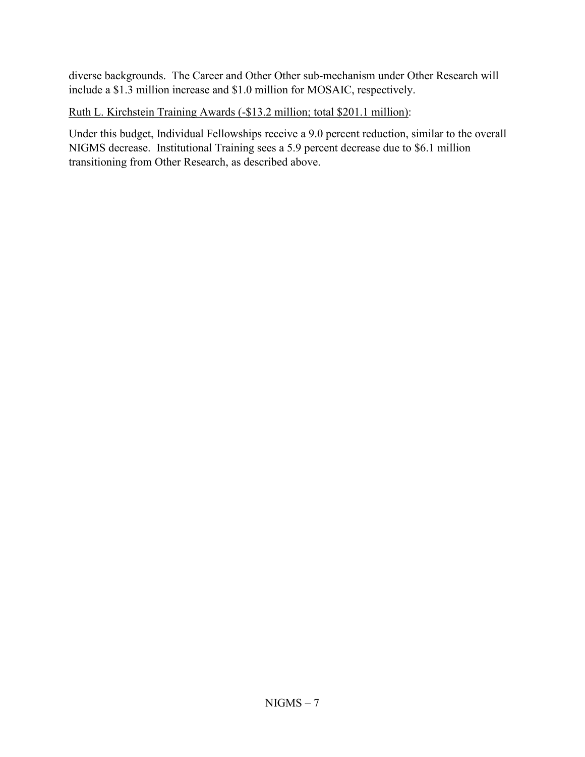diverse backgrounds. The Career and Other Other sub-mechanism under Other Research will include a $1.3 million increase and $1.0 million for MOSAIC, respectively.

<u>Ruth L. Kirchstein Training Awards (-$13.2 million; total $201.1 million)</u>:

Under this budget, Individual Fellowships receive a 9.0 percent reduction, similar to the overall NIGMS decrease. Institutional Training sees a 5.9 percent decrease due to $6.1 million transitioning from Other Research, as described above.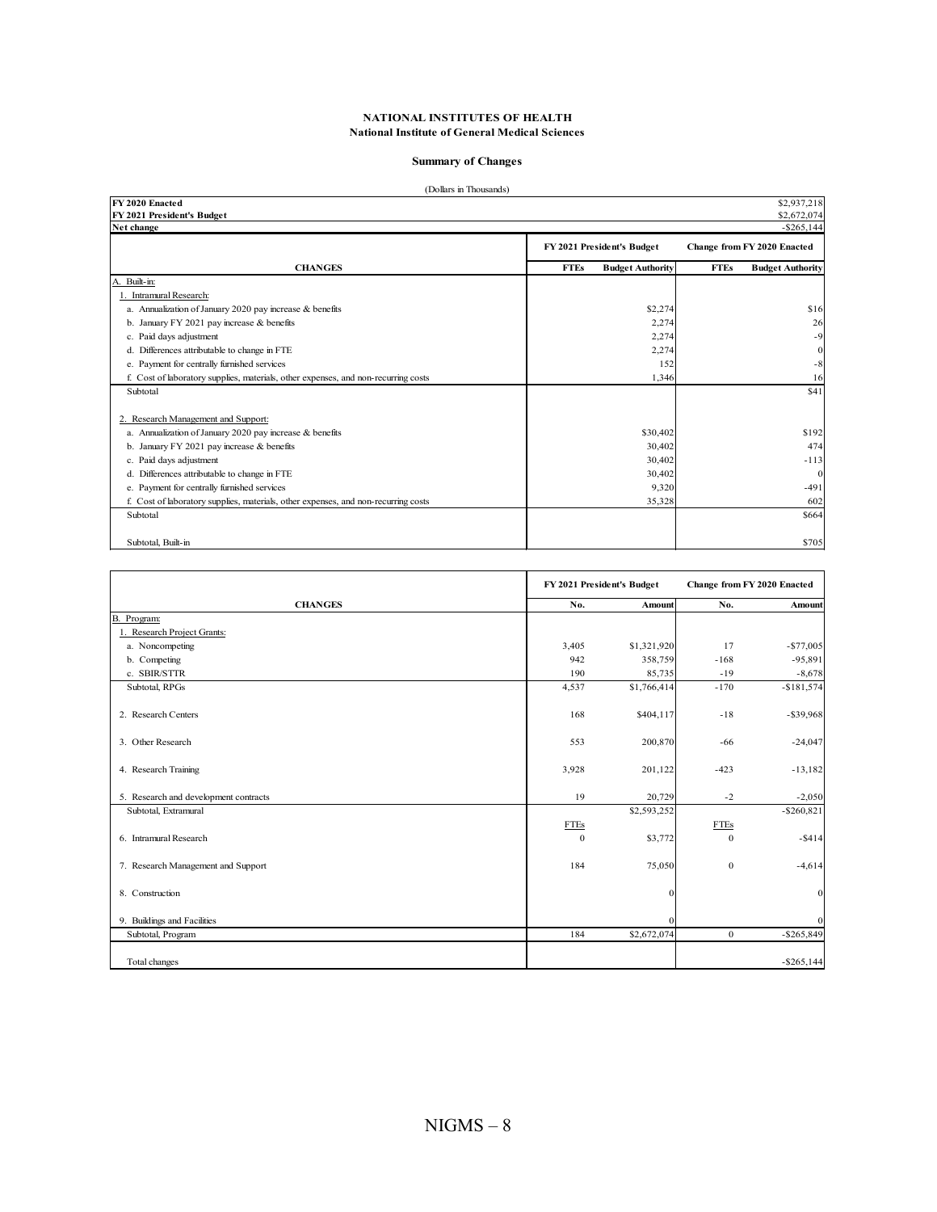**NATIONAL INSTITUTES OF HEALTH**
**National Institute of General Medical Sciences**

**Summary of Changes**

(Dollars in Thousands)

| | | | | |
|---|---|---|---|---|
| **FY 2020 Enacted** | | | | $2,937,218 |
| **FY 2021 President's Budget** | | | | $2,672,074 |
| **Net change** | | | | -$265,144 |

| | FY 2021 President's Budget | | Change from FY 2020 Enacted | |
|---|---|---|---|---|
| **CHANGES** | **FTEs** | **Budget Authority** | **FTEs** | **Budget Authority** |
| A. Built-in: | | | | |
| 1. Intramural Research: | | | | |
| a. Annualization of January 2020 pay increase & benefits | | $2,274 | | $16 |
| b. January FY 2021 pay increase & benefits | | 2,274 | | 26 |
| c. Paid days adjustment | | 2,274 | | -9 |
| d. Differences attributable to change in FTE | | 2,274 | | 0 |
| e. Payment for centrally furnished services | | 152 | | -8 |
| f. Cost of laboratory supplies, materials, other expenses, and non-recurring costs | | 1,346 | | 16 |
| Subtotal | | | | $41 |
| 2. Research Management and Support: | | | | |
| a. Annualization of January 2020 pay increase & benefits | | $30,402 | | $192 |
| b. January FY 2021 pay increase & benefits | | 30,402 | | 474 |
| c. Paid days adjustment | | 30,402 | | -113 |
| d. Differences attributable to change in FTE | | 30,402 | | 0 |
| e. Payment for centrally furnished services | | 9,320 | | -491 |
| f. Cost of laboratory supplies, materials, other expenses, and non-recurring costs | | 35,328 | | 602 |
| Subtotal | | | | $664 |
| Subtotal, Built-in | | | | $705 |

| | FY 2021 President's Budget | | Change from FY 2020 Enacted | |
|---|---|---|---|---|
| **CHANGES** | **No.** | **Amount** | **No.** | **Amount** |
| B. Program: | | | | |
| 1. Research Project Grants: | | | | |
| a. Noncompeting | 3,405 | $1,321,920 | 17 | -$77,005 |
| b. Competing | 942 | 358,759 | -168 | -95,891 |
| c. SBIR/STTR | 190 | 85,735 | -19 | -8,678 |
| Subtotal, RPGs | 4,537 | $1,766,414 | -170 | -$181,574 |
| 2. Research Centers | 168 | $404,117 | -18 | -$39,968 |
| 3. Other Research | 553 | 200,870 | -66 | -24,047 |
| 4. Research Training | 3,928 | 201,122 | -423 | -13,182 |
| 5. Research and development contracts | 19 | 20,729 | -2 | -2,050 |
| Subtotal, Extramural | | $2,593,252 | | -$260,821 |
| | FTEs | | FTEs | |
| 6. Intramural Research | 0 | $3,772 | 0 | -$414 |
| 7. Research Management and Support | 184 | 75,050 | 0 | -4,614 |
| 8. Construction | | 0 | | 0 |
| 9. Buildings and Facilities | | 0 | | 0 |
| Subtotal, Program | 184 | $2,672,074 | 0 | -$265,849 |
| Total changes | | | | -$265,144 |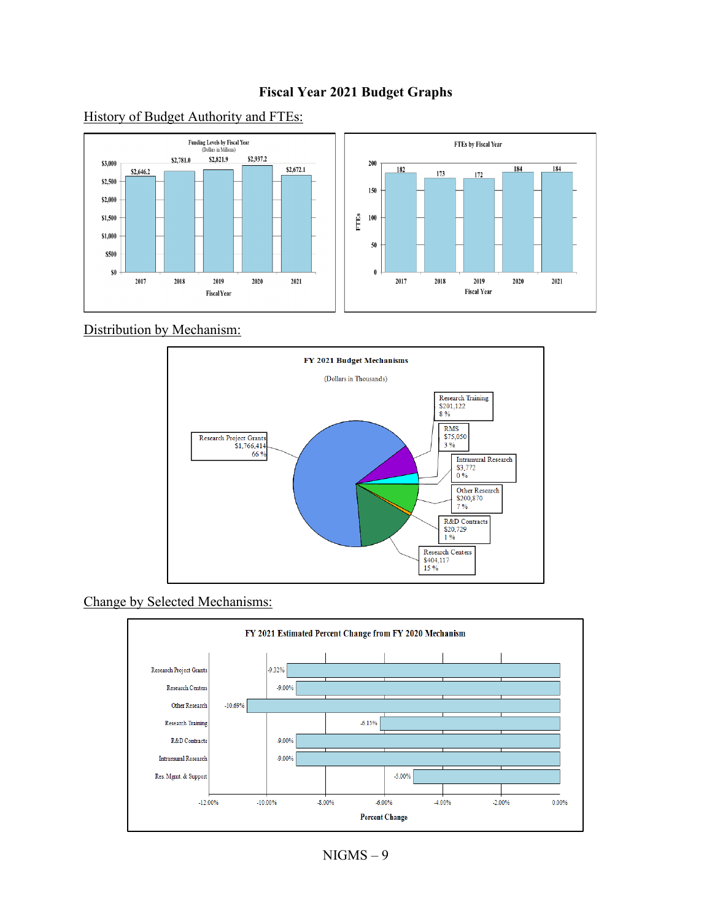# Fiscal Year 2021 Budget Graphs

## History of Budget Authority and FTEs:

**Funding Levels by Fiscal Year**
(Dollars in Millions)

| Fiscal Year | 2017 | 2018 | 2019 | 2020 | 2021 |
|---|---|---|---|---|---|
| Funding | $2,646.2 | $2,781.0 | $2,821.9 | $2,937.2 | $2,672.1 |

**FTEs by Fiscal Year**

| Fiscal Year | 2017 | 2018 | 2019 | 2020 | 2021 |
|---|---|---|---|---|---|
| FTEs | 182 | 173 | 172 | 184 | 184 |

## Distribution by Mechanism:

**FY 2021 Budget Mechanisms**
(Dollars in Thousands)

| Mechanism | Amount | Percent |
|---|---|---|
| Research Project Grants | $1,766,414 | 66 % |
| Research Training | $201,122 | 8 % |
| RMS | $75,050 | 3 % |
| Intramural Research | $3,772 | 0 % |
| Other Research | $200,870 | 7 % |
| R&D Contracts | $20,729 | 1 % |
| Research Centers | $404,117 | 15 % |

## Change by Selected Mechanisms:

**FY 2021 Estimated Percent Change from FY 2020 Mechanism**

| Mechanism | Percent Change |
|---|---|
| Research Project Grants | -9.32% |
| Research Centers | -9.00% |
| Other Research | -10.69% |
| Research Training | -6.15% |
| R&D Contracts | -9.00% |
| Intramural Research | -9.00% |
| Res. Mgmt. & Support | -5.00% |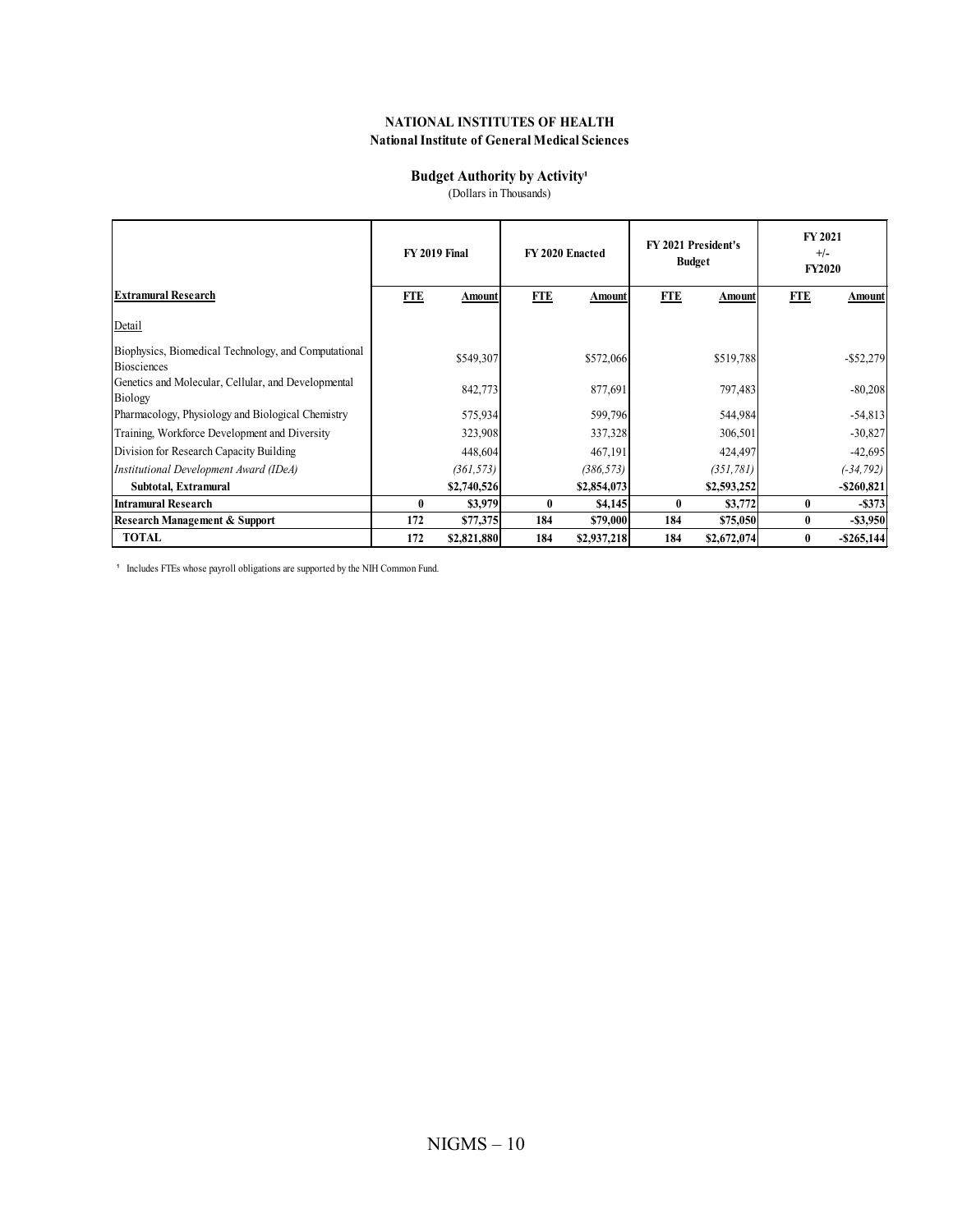**NATIONAL INSTITUTES OF HEALTH**
**National Institute of General Medical Sciences**

**Budget Authority by Activity[1]**
(Dollars in Thousands)

| | FY 2019 Final | | FY 2020 Enacted | | FY 2021 President's Budget | | FY 2021 +/- FY2020 | |
|---|---|---|---|---|---|---|---|---|
| **Extramural Research** | **FTE** | **Amount** | **FTE** | **Amount** | **FTE** | **Amount** | **FTE** | **Amount** |
| Detail | | | | | | | | |
| Biophysics, Biomedical Technology, and Computational Biosciences | | $549,307 | | $572,066 | | $519,788 | | -$52,279 |
| Genetics and Molecular, Cellular, and Developmental Biology | | 842,773 | | 877,691 | | 797,483 | | -80,208 |
| Pharmacology, Physiology and Biological Chemistry | | 575,934 | | 599,796 | | 544,984 | | -54,813 |
| Training, Workforce Development and Diversity | | 323,908 | | 337,328 | | 306,501 | | -30,827 |
| Division for Research Capacity Building | | 448,604 | | 467,191 | | 424,497 | | -42,695 |
| *Institutional Development Award (IDeA)* | | *(361,573)* | | *(386,573)* | | *(351,781)* | | *(-34,792)* |
| **Subtotal, Extramural** | | **$2,740,526** | | **$2,854,073** | | **$2,593,252** | | **-$260,821** |
| **Intramural Research** | **0** | **$3,979** | **0** | **$4,145** | **0** | **$3,772** | **0** | **-$373** |
| **Research Management & Support** | **172** | **$77,375** | **184** | **$79,000** | **184** | **$75,050** | **0** | **-$3,950** |
| **TOTAL** | **172** | **$2,821,880** | **184** | **$2,937,218** | **184** | **$2,672,074** | **0** | **-$265,144** |

[1] Includes FTEs whose payroll obligations are supported by the NIH Common Fund.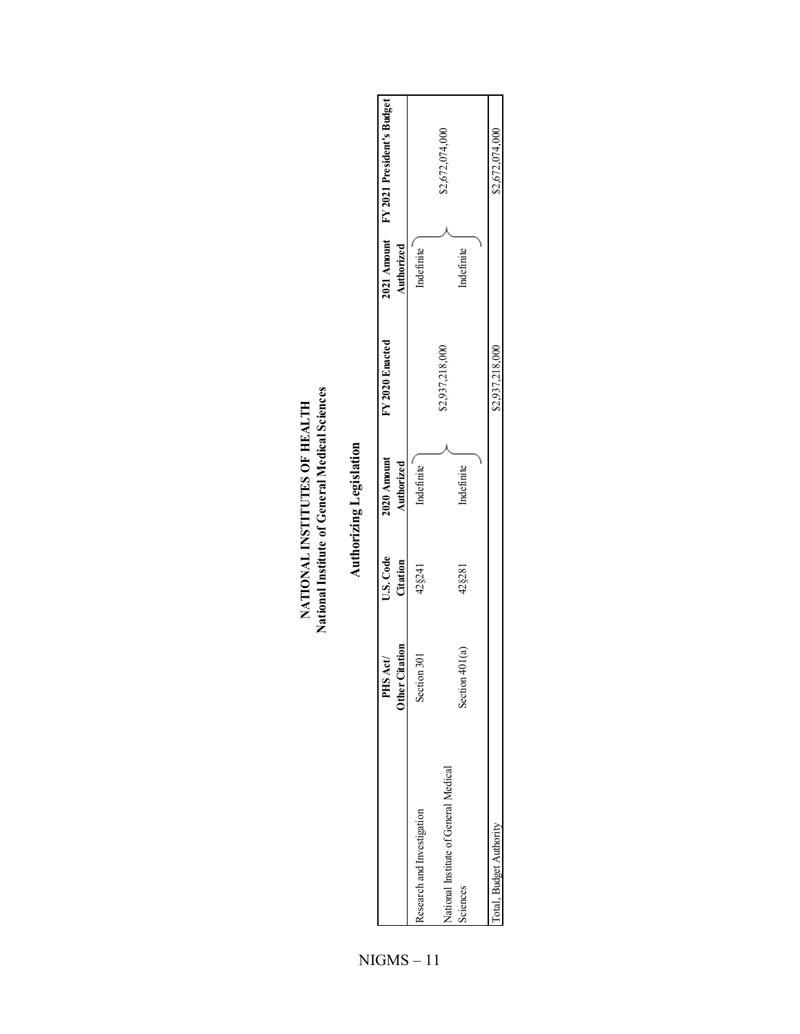# NATIONAL INSTITUTES OF HEALTH
## National Institute of General Medical Sciences

### Authorizing Legislation

| | PHS Act/ Other Citation | U.S. Code Citation | 2020 Amount Authorized | FY 2020 Enacted | 2021 Amount Authorized | FY 2021 President's Budget |
|---|---|---|---|---|---|---|
| Research and Investigation | Section 301 | 42§241 | Indefinite | | Indefinite | |
| National Institute of General Medical Sciences | Section 401(a) | 42§281 | Indefinite | $2,937,218,000 | Indefinite | $2,672,074,000 |
| Total, Budget Authority | | | | $2,937,218,000 | | $2,672,074,000 |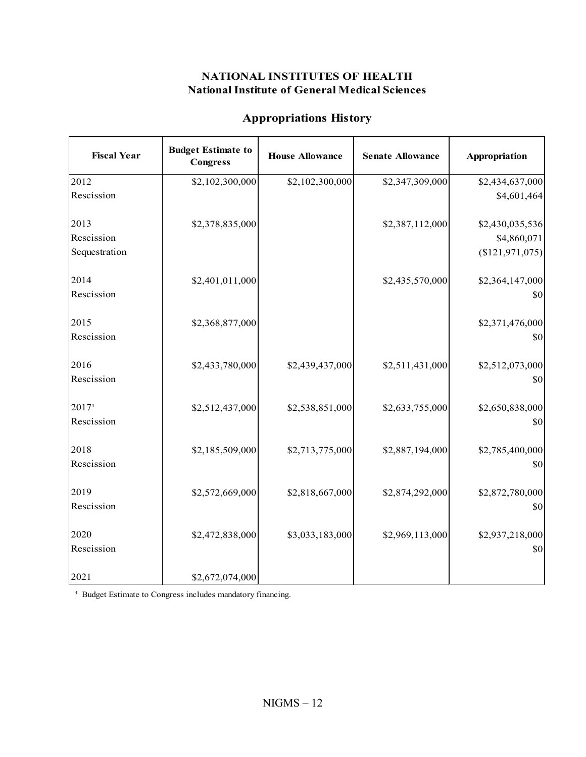**NATIONAL INSTITUTES OF HEALTH**
**National Institute of General Medical Sciences**

## Appropriations History

| Fiscal Year | Budget Estimate to Congress | House Allowance | Senate Allowance | Appropriation |
|---|---|---|---|---|
| 2012 | $2,102,300,000 | $2,102,300,000 | $2,347,309,000 | $2,434,637,000 |
| Rescission | | | | $4,601,464 |
| | | | | |
| 2013 | $2,378,835,000 | | $2,387,112,000 | $2,430,035,536 |
| Rescission | | | | $4,860,071 |
| Sequestration | | | | ($121,971,075) |
| | | | | |
| 2014 | $2,401,011,000 | | $2,435,570,000 | $2,364,147,000 |
| Rescission | | | | $0 |
| | | | | |
| 2015 | $2,368,877,000 | | | $2,371,476,000 |
| Rescission | | | | $0 |
| | | | | |
| 2016 | $2,433,780,000 | $2,439,437,000 | $2,511,431,000 | $2,512,073,000 |
| Rescission | | | | $0 |
| | | | | |
| 2017[1] | $2,512,437,000 | $2,538,851,000 | $2,633,755,000 | $2,650,838,000 |
| Rescission | | | | $0 |
| | | | | |
| 2018 | $2,185,509,000 | $2,713,775,000 | $2,887,194,000 | $2,785,400,000 |
| Rescission | | | | $0 |
| | | | | |
| 2019 | $2,572,669,000 | $2,818,667,000 | $2,874,292,000 | $2,872,780,000 |
| Rescission | | | | $0 |
| | | | | |
| 2020 | $2,472,838,000 | $3,033,183,000 | $2,969,113,000 | $2,937,218,000 |
| Rescission | | | | $0 |
| | | | | |
| 2021 | $2,672,074,000 | | | |

[1] Budget Estimate to Congress includes mandatory financing.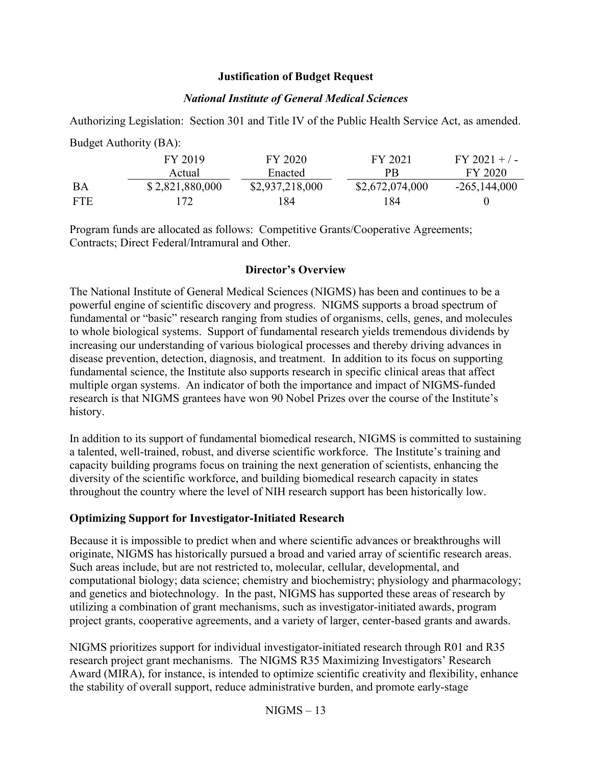**Justification of Budget Request**

***National Institute of General Medical Sciences***

Authorizing Legislation: Section 301 and Title IV of the Public Health Service Act, as amended.

Budget Authority (BA):

| | FY 2019 Actual | FY 2020 Enacted | FY 2021 PB | FY 2021 + / - FY 2020 |
|---|---|---|---|---|
| BA | $ 2,821,880,000 | $2,937,218,000 | $2,672,074,000 | -265,144,000 |
| FTE | 172 | 184 | 184 | 0 |

Program funds are allocated as follows: Competitive Grants/Cooperative Agreements; Contracts; Direct Federal/Intramural and Other.

**Director's Overview**

The National Institute of General Medical Sciences (NIGMS) has been and continues to be a powerful engine of scientific discovery and progress. NIGMS supports a broad spectrum of fundamental or "basic" research ranging from studies of organisms, cells, genes, and molecules to whole biological systems. Support of fundamental research yields tremendous dividends by increasing our understanding of various biological processes and thereby driving advances in disease prevention, detection, diagnosis, and treatment. In addition to its focus on supporting fundamental science, the Institute also supports research in specific clinical areas that affect multiple organ systems. An indicator of both the importance and impact of NIGMS-funded research is that NIGMS grantees have won 90 Nobel Prizes over the course of the Institute's history.

In addition to its support of fundamental biomedical research, NIGMS is committed to sustaining a talented, well-trained, robust, and diverse scientific workforce. The Institute's training and capacity building programs focus on training the next generation of scientists, enhancing the diversity of the scientific workforce, and building biomedical research capacity in states throughout the country where the level of NIH research support has been historically low.

**Optimizing Support for Investigator-Initiated Research**

Because it is impossible to predict when and where scientific advances or breakthroughs will originate, NIGMS has historically pursued a broad and varied array of scientific research areas. Such areas include, but are not restricted to, molecular, cellular, developmental, and computational biology; data science; chemistry and biochemistry; physiology and pharmacology; and genetics and biotechnology. In the past, NIGMS has supported these areas of research by utilizing a combination of grant mechanisms, such as investigator-initiated awards, program project grants, cooperative agreements, and a variety of larger, center-based grants and awards.

NIGMS prioritizes support for individual investigator-initiated research through R01 and R35 research project grant mechanisms. The NIGMS R35 Maximizing Investigators' Research Award (MIRA), for instance, is intended to optimize scientific creativity and flexibility, enhance the stability of overall support, reduce administrative burden, and promote early-stage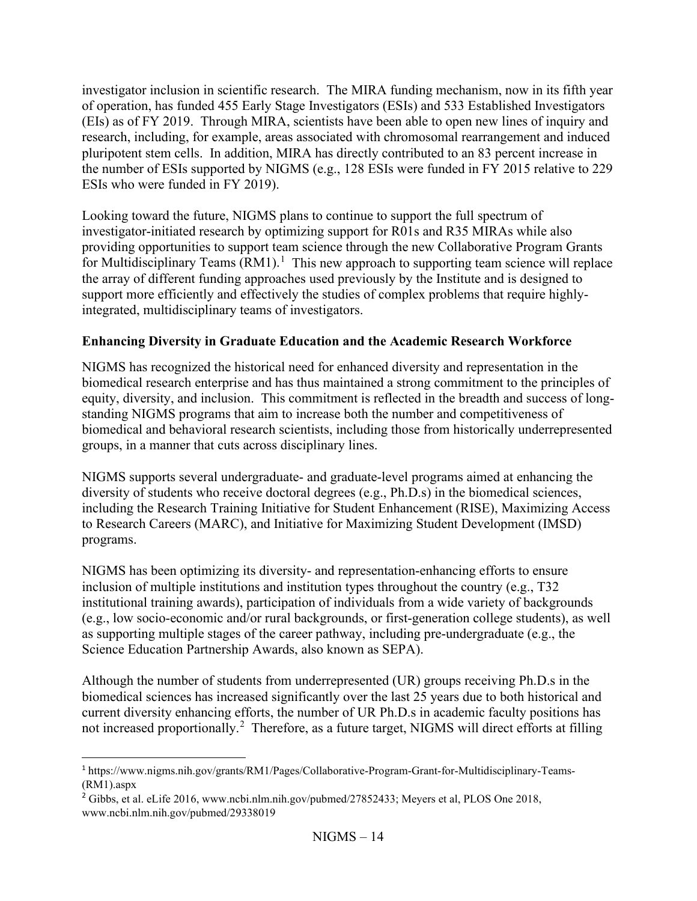investigator inclusion in scientific research. The MIRA funding mechanism, now in its fifth year of operation, has funded 455 Early Stage Investigators (ESIs) and 533 Established Investigators (EIs) as of FY 2019. Through MIRA, scientists have been able to open new lines of inquiry and research, including, for example, areas associated with chromosomal rearrangement and induced pluripotent stem cells. In addition, MIRA has directly contributed to an 83 percent increase in the number of ESIs supported by NIGMS (e.g., 128 ESIs were funded in FY 2015 relative to 229 ESIs who were funded in FY 2019).

Looking toward the future, NIGMS plans to continue to support the full spectrum of investigator-initiated research by optimizing support for R01s and R35 MIRAs while also providing opportunities to support team science through the new Collaborative Program Grants for Multidisciplinary Teams (RM1).[1] This new approach to supporting team science will replace the array of different funding approaches used previously by the Institute and is designed to support more efficiently and effectively the studies of complex problems that require highly-integrated, multidisciplinary teams of investigators.

**Enhancing Diversity in Graduate Education and the Academic Research Workforce**

NIGMS has recognized the historical need for enhanced diversity and representation in the biomedical research enterprise and has thus maintained a strong commitment to the principles of equity, diversity, and inclusion. This commitment is reflected in the breadth and success of long-standing NIGMS programs that aim to increase both the number and competitiveness of biomedical and behavioral research scientists, including those from historically underrepresented groups, in a manner that cuts across disciplinary lines.

NIGMS supports several undergraduate- and graduate-level programs aimed at enhancing the diversity of students who receive doctoral degrees (e.g., Ph.D.s) in the biomedical sciences, including the Research Training Initiative for Student Enhancement (RISE), Maximizing Access to Research Careers (MARC), and Initiative for Maximizing Student Development (IMSD) programs.

NIGMS has been optimizing its diversity- and representation-enhancing efforts to ensure inclusion of multiple institutions and institution types throughout the country (e.g., T32 institutional training awards), participation of individuals from a wide variety of backgrounds (e.g., low socio-economic and/or rural backgrounds, or first-generation college students), as well as supporting multiple stages of the career pathway, including pre-undergraduate (e.g., the Science Education Partnership Awards, also known as SEPA).

Although the number of students from underrepresented (UR) groups receiving Ph.D.s in the biomedical sciences has increased significantly over the last 25 years due to both historical and current diversity enhancing efforts, the number of UR Ph.D.s in academic faculty positions has not increased proportionally.[2] Therefore, as a future target, NIGMS will direct efforts at filling

---

[1] https://www.nigms.nih.gov/grants/RM1/Pages/Collaborative-Program-Grant-for-Multidisciplinary-Teams-(RM1).aspx

[2] Gibbs, et al. eLife 2016, www.ncbi.nlm.nih.gov/pubmed/27852433; Meyers et al, PLOS One 2018, www.ncbi.nlm.nih.gov/pubmed/29338019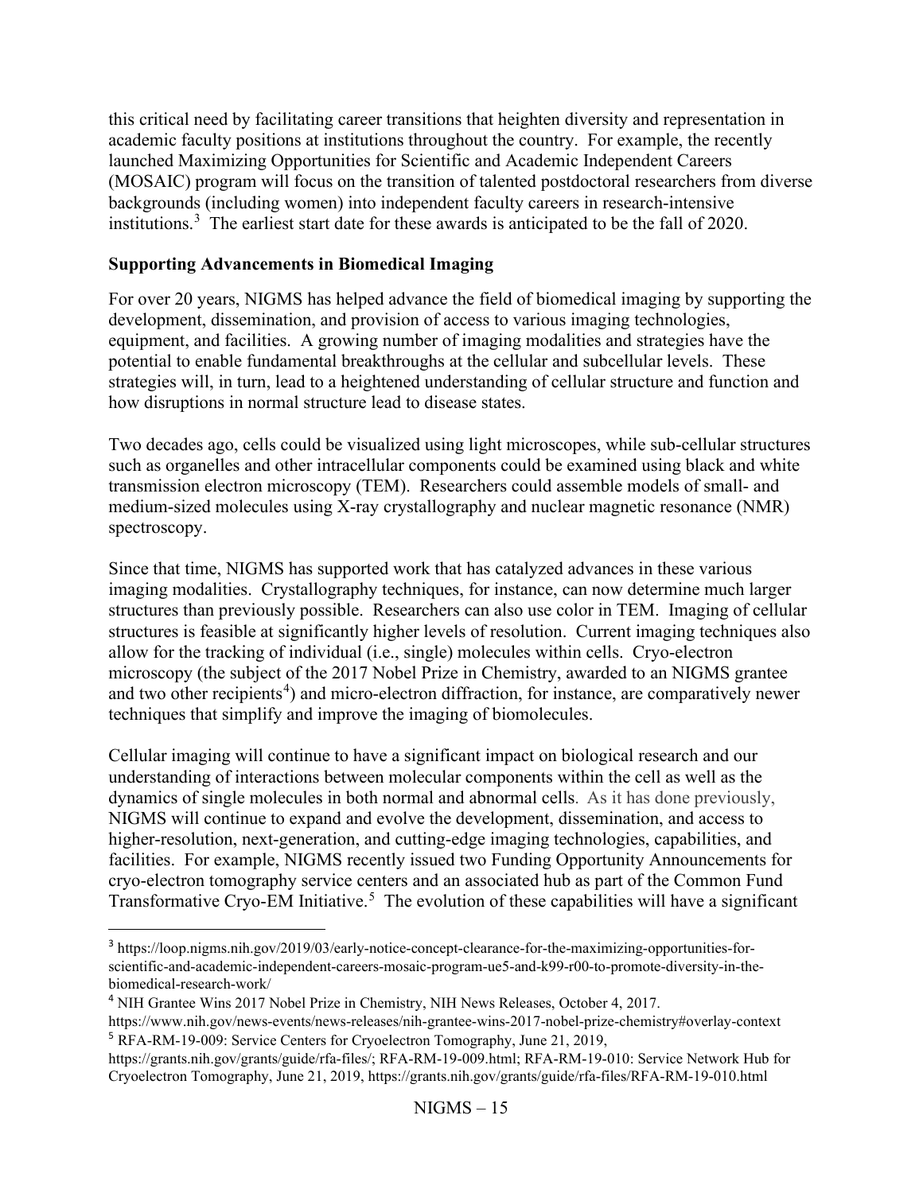this critical need by facilitating career transitions that heighten diversity and representation in academic faculty positions at institutions throughout the country. For example, the recently launched Maximizing Opportunities for Scientific and Academic Independent Careers (MOSAIC) program will focus on the transition of talented postdoctoral researchers from diverse backgrounds (including women) into independent faculty careers in research-intensive institutions.[3] The earliest start date for these awards is anticipated to be the fall of 2020.

**Supporting Advancements in Biomedical Imaging**

For over 20 years, NIGMS has helped advance the field of biomedical imaging by supporting the development, dissemination, and provision of access to various imaging technologies, equipment, and facilities. A growing number of imaging modalities and strategies have the potential to enable fundamental breakthroughs at the cellular and subcellular levels. These strategies will, in turn, lead to a heightened understanding of cellular structure and function and how disruptions in normal structure lead to disease states.

Two decades ago, cells could be visualized using light microscopes, while sub-cellular structures such as organelles and other intracellular components could be examined using black and white transmission electron microscopy (TEM). Researchers could assemble models of small- and medium-sized molecules using X-ray crystallography and nuclear magnetic resonance (NMR) spectroscopy.

Since that time, NIGMS has supported work that has catalyzed advances in these various imaging modalities. Crystallography techniques, for instance, can now determine much larger structures than previously possible. Researchers can also use color in TEM. Imaging of cellular structures is feasible at significantly higher levels of resolution. Current imaging techniques also allow for the tracking of individual (i.e., single) molecules within cells. Cryo-electron microscopy (the subject of the 2017 Nobel Prize in Chemistry, awarded to an NIGMS grantee and two other recipients[4]) and micro-electron diffraction, for instance, are comparatively newer techniques that simplify and improve the imaging of biomolecules.

Cellular imaging will continue to have a significant impact on biological research and our understanding of interactions between molecular components within the cell as well as the dynamics of single molecules in both normal and abnormal cells. As it has done previously, NIGMS will continue to expand and evolve the development, dissemination, and access to higher-resolution, next-generation, and cutting-edge imaging technologies, capabilities, and facilities. For example, NIGMS recently issued two Funding Opportunity Announcements for cryo-electron tomography service centers and an associated hub as part of the Common Fund Transformative Cryo-EM Initiative.[5] The evolution of these capabilities will have a significant

---

[3] https://loop.nigms.nih.gov/2019/03/early-notice-concept-clearance-for-the-maximizing-opportunities-for-scientific-and-academic-independent-careers-mosaic-program-ue5-and-k99-r00-to-promote-diversity-in-the-biomedical-research-work/

[4] NIH Grantee Wins 2017 Nobel Prize in Chemistry, NIH News Releases, October 4, 2017. https://www.nih.gov/news-events/news-releases/nih-grantee-wins-2017-nobel-prize-chemistry#overlay-context

[5] RFA-RM-19-009: Service Centers for Cryoelectron Tomography, June 21, 2019, https://grants.nih.gov/grants/guide/rfa-files/; RFA-RM-19-009.html; RFA-RM-19-010: Service Network Hub for Cryoelectron Tomography, June 21, 2019, https://grants.nih.gov/grants/guide/rfa-files/RFA-RM-19-010.html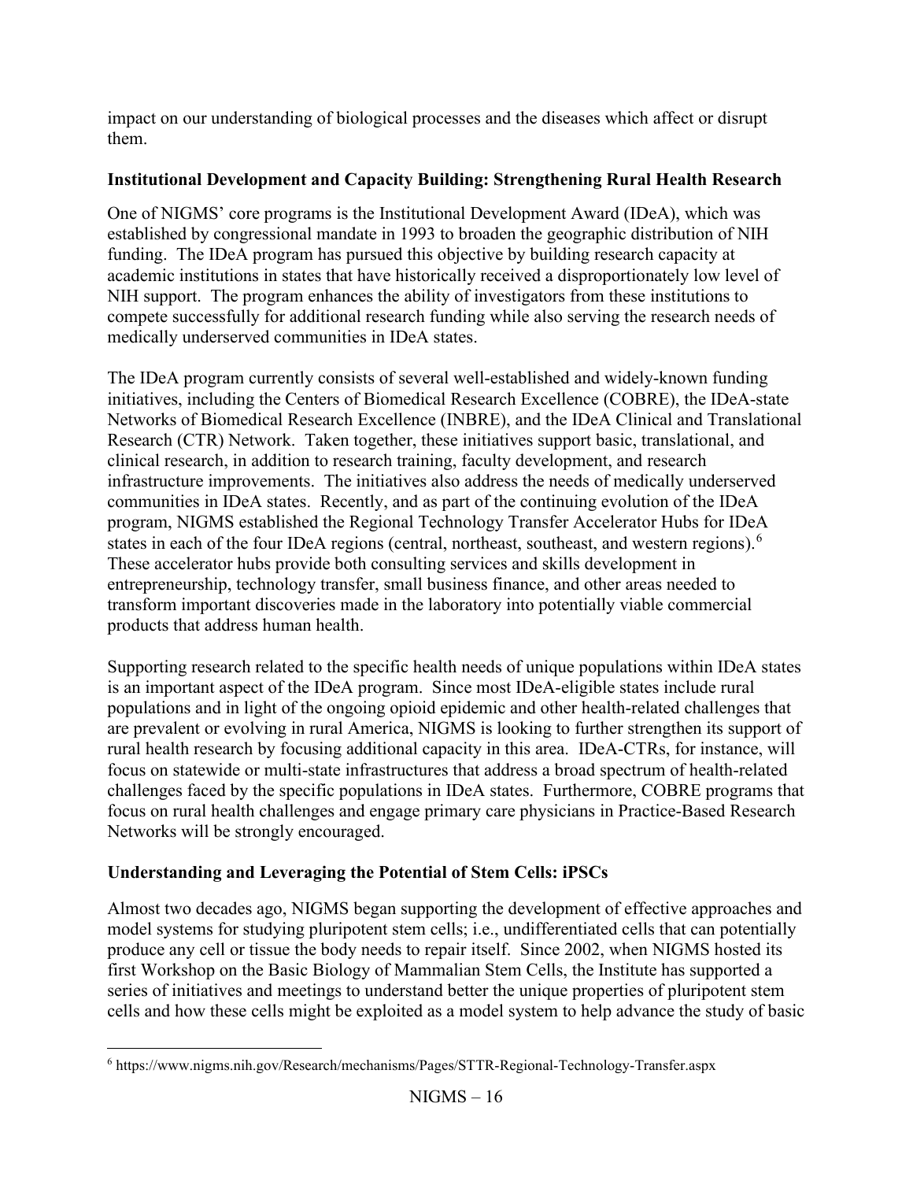impact on our understanding of biological processes and the diseases which affect or disrupt them.

**Institutional Development and Capacity Building: Strengthening Rural Health Research**

One of NIGMS' core programs is the Institutional Development Award (IDeA), which was established by congressional mandate in 1993 to broaden the geographic distribution of NIH funding. The IDeA program has pursued this objective by building research capacity at academic institutions in states that have historically received a disproportionately low level of NIH support. The program enhances the ability of investigators from these institutions to compete successfully for additional research funding while also serving the research needs of medically underserved communities in IDeA states.

The IDeA program currently consists of several well-established and widely-known funding initiatives, including the Centers of Biomedical Research Excellence (COBRE), the IDeA-state Networks of Biomedical Research Excellence (INBRE), and the IDeA Clinical and Translational Research (CTR) Network. Taken together, these initiatives support basic, translational, and clinical research, in addition to research training, faculty development, and research infrastructure improvements. The initiatives also address the needs of medically underserved communities in IDeA states. Recently, and as part of the continuing evolution of the IDeA program, NIGMS established the Regional Technology Transfer Accelerator Hubs for IDeA states in each of the four IDeA regions (central, northeast, southeast, and western regions).[6] These accelerator hubs provide both consulting services and skills development in entrepreneurship, technology transfer, small business finance, and other areas needed to transform important discoveries made in the laboratory into potentially viable commercial products that address human health.

Supporting research related to the specific health needs of unique populations within IDeA states is an important aspect of the IDeA program. Since most IDeA-eligible states include rural populations and in light of the ongoing opioid epidemic and other health-related challenges that are prevalent or evolving in rural America, NIGMS is looking to further strengthen its support of rural health research by focusing additional capacity in this area. IDeA-CTRs, for instance, will focus on statewide or multi-state infrastructures that address a broad spectrum of health-related challenges faced by the specific populations in IDeA states. Furthermore, COBRE programs that focus on rural health challenges and engage primary care physicians in Practice-Based Research Networks will be strongly encouraged.

**Understanding and Leveraging the Potential of Stem Cells: iPSCs**

Almost two decades ago, NIGMS began supporting the development of effective approaches and model systems for studying pluripotent stem cells; i.e., undifferentiated cells that can potentially produce any cell or tissue the body needs to repair itself. Since 2002, when NIGMS hosted its first Workshop on the Basic Biology of Mammalian Stem Cells, the Institute has supported a series of initiatives and meetings to understand better the unique properties of pluripotent stem cells and how these cells might be exploited as a model system to help advance the study of basic

[6] https://www.nigms.nih.gov/Research/mechanisms/Pages/STTR-Regional-Technology-Transfer.aspx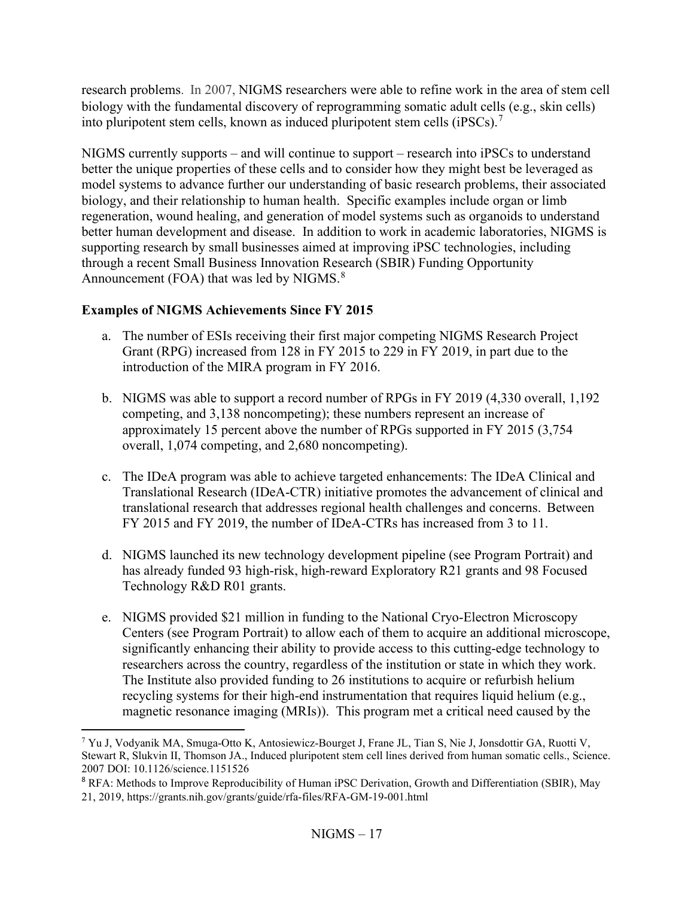research problems. In 2007, NIGMS researchers were able to refine work in the area of stem cell biology with the fundamental discovery of reprogramming somatic adult cells (e.g., skin cells) into pluripotent stem cells, known as induced pluripotent stem cells (iPSCs).[7]

NIGMS currently supports – and will continue to support – research into iPSCs to understand better the unique properties of these cells and to consider how they might best be leveraged as model systems to advance further our understanding of basic research problems, their associated biology, and their relationship to human health. Specific examples include organ or limb regeneration, wound healing, and generation of model systems such as organoids to understand better human development and disease. In addition to work in academic laboratories, NIGMS is supporting research by small businesses aimed at improving iPSC technologies, including through a recent Small Business Innovation Research (SBIR) Funding Opportunity Announcement (FOA) that was led by NIGMS.[8]

**Examples of NIGMS Achievements Since FY 2015**

a. The number of ESIs receiving their first major competing NIGMS Research Project Grant (RPG) increased from 128 in FY 2015 to 229 in FY 2019, in part due to the introduction of the MIRA program in FY 2016.

b. NIGMS was able to support a record number of RPGs in FY 2019 (4,330 overall, 1,192 competing, and 3,138 noncompeting); these numbers represent an increase of approximately 15 percent above the number of RPGs supported in FY 2015 (3,754 overall, 1,074 competing, and 2,680 noncompeting).

c. The IDeA program was able to achieve targeted enhancements: The IDeA Clinical and Translational Research (IDeA-CTR) initiative promotes the advancement of clinical and translational research that addresses regional health challenges and concerns. Between FY 2015 and FY 2019, the number of IDeA-CTRs has increased from 3 to 11.

d. NIGMS launched its new technology development pipeline (see Program Portrait) and has already funded 93 high-risk, high-reward Exploratory R21 grants and 98 Focused Technology R&D R01 grants.

e. NIGMS provided $21 million in funding to the National Cryo-Electron Microscopy Centers (see Program Portrait) to allow each of them to acquire an additional microscope, significantly enhancing their ability to provide access to this cutting-edge technology to researchers across the country, regardless of the institution or state in which they work. The Institute also provided funding to 26 institutions to acquire or refurbish helium recycling systems for their high-end instrumentation that requires liquid helium (e.g., magnetic resonance imaging (MRIs)). This program met a critical need caused by the

---

[7] Yu J, Vodyanik MA, Smuga-Otto K, Antosiewicz-Bourget J, Frane JL, Tian S, Nie J, Jonsdottir GA, Ruotti V, Stewart R, Slukvin II, Thomson JA., Induced pluripotent stem cell lines derived from human somatic cells., Science. 2007 DOI: 10.1126/science.1151526

[8] RFA: Methods to Improve Reproducibility of Human iPSC Derivation, Growth and Differentiation (SBIR), May 21, 2019, https://grants.nih.gov/grants/guide/rfa-files/RFA-GM-19-001.html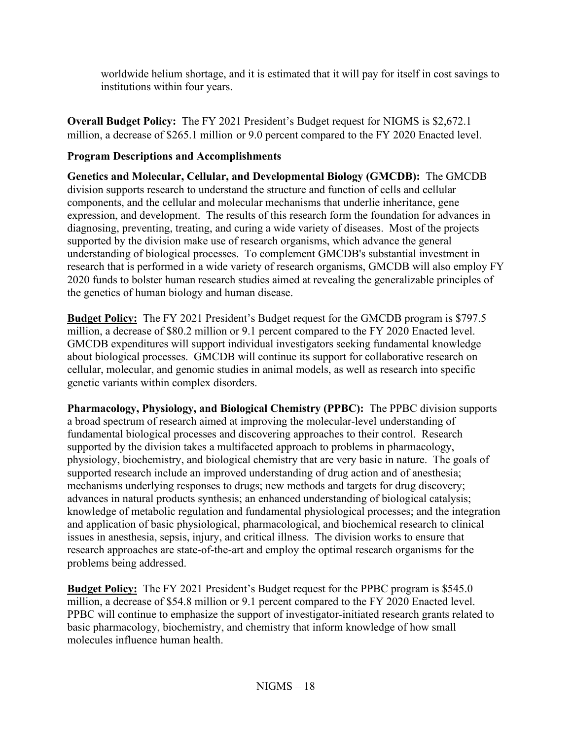worldwide helium shortage, and it is estimated that it will pay for itself in cost savings to institutions within four years.

**Overall Budget Policy:** The FY 2021 President's Budget request for NIGMS is $2,672.1 million, a decrease of $265.1 million or 9.0 percent compared to the FY 2020 Enacted level.

### Program Descriptions and Accomplishments

**Genetics and Molecular, Cellular, and Developmental Biology (GMCDB):** The GMCDB division supports research to understand the structure and function of cells and cellular components, and the cellular and molecular mechanisms that underlie inheritance, gene expression, and development. The results of this research form the foundation for advances in diagnosing, preventing, treating, and curing a wide variety of diseases. Most of the projects supported by the division make use of research organisms, which advance the general understanding of biological processes. To complement GMCDB's substantial investment in research that is performed in a wide variety of research organisms, GMCDB will also employ FY 2020 funds to bolster human research studies aimed at revealing the generalizable principles of the genetics of human biology and human disease.

**Budget Policy:** The FY 2021 President's Budget request for the GMCDB program is $797.5 million, a decrease of $80.2 million or 9.1 percent compared to the FY 2020 Enacted level. GMCDB expenditures will support individual investigators seeking fundamental knowledge about biological processes. GMCDB will continue its support for collaborative research on cellular, molecular, and genomic studies in animal models, as well as research into specific genetic variants within complex disorders.

**Pharmacology, Physiology, and Biological Chemistry (PPBC):** The PPBC division supports a broad spectrum of research aimed at improving the molecular-level understanding of fundamental biological processes and discovering approaches to their control. Research supported by the division takes a multifaceted approach to problems in pharmacology, physiology, biochemistry, and biological chemistry that are very basic in nature. The goals of supported research include an improved understanding of drug action and of anesthesia; mechanisms underlying responses to drugs; new methods and targets for drug discovery; advances in natural products synthesis; an enhanced understanding of biological catalysis; knowledge of metabolic regulation and fundamental physiological processes; and the integration and application of basic physiological, pharmacological, and biochemical research to clinical issues in anesthesia, sepsis, injury, and critical illness. The division works to ensure that research approaches are state-of-the-art and employ the optimal research organisms for the problems being addressed.

**Budget Policy:** The FY 2021 President's Budget request for the PPBC program is $545.0 million, a decrease of $54.8 million or 9.1 percent compared to the FY 2020 Enacted level. PPBC will continue to emphasize the support of investigator-initiated research grants related to basic pharmacology, biochemistry, and chemistry that inform knowledge of how small molecules influence human health.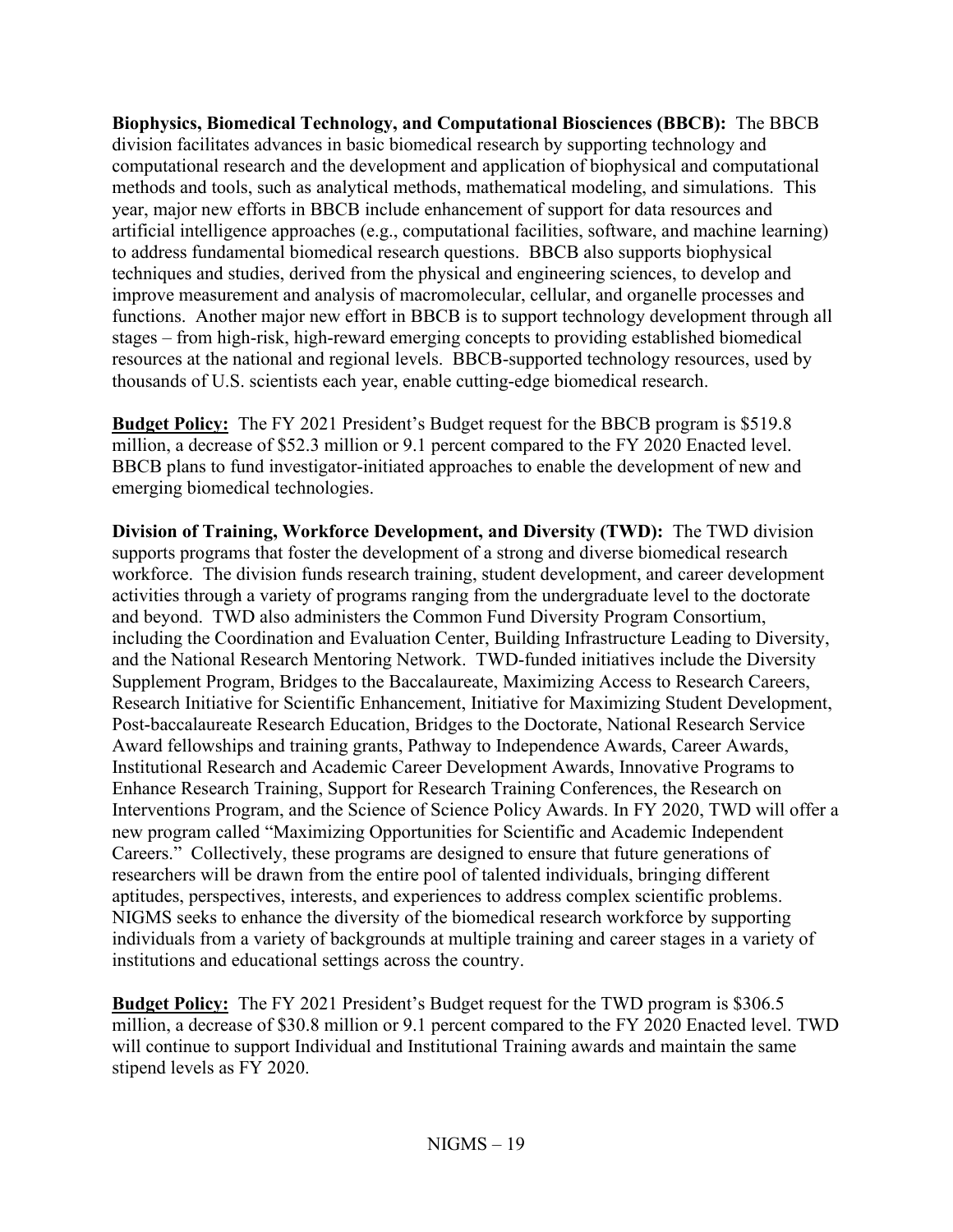**Biophysics, Biomedical Technology, and Computational Biosciences (BBCB):** The BBCB division facilitates advances in basic biomedical research by supporting technology and computational research and the development and application of biophysical and computational methods and tools, such as analytical methods, mathematical modeling, and simulations. This year, major new efforts in BBCB include enhancement of support for data resources and artificial intelligence approaches (e.g., computational facilities, software, and machine learning) to address fundamental biomedical research questions. BBCB also supports biophysical techniques and studies, derived from the physical and engineering sciences, to develop and improve measurement and analysis of macromolecular, cellular, and organelle processes and functions. Another major new effort in BBCB is to support technology development through all stages – from high-risk, high-reward emerging concepts to providing established biomedical resources at the national and regional levels. BBCB-supported technology resources, used by thousands of U.S. scientists each year, enable cutting-edge biomedical research.

**Budget Policy:** The FY 2021 President's Budget request for the BBCB program is $519.8 million, a decrease of $52.3 million or 9.1 percent compared to the FY 2020 Enacted level. BBCB plans to fund investigator-initiated approaches to enable the development of new and emerging biomedical technologies.

**Division of Training, Workforce Development, and Diversity (TWD):** The TWD division supports programs that foster the development of a strong and diverse biomedical research workforce. The division funds research training, student development, and career development activities through a variety of programs ranging from the undergraduate level to the doctorate and beyond. TWD also administers the Common Fund Diversity Program Consortium, including the Coordination and Evaluation Center, Building Infrastructure Leading to Diversity, and the National Research Mentoring Network. TWD-funded initiatives include the Diversity Supplement Program, Bridges to the Baccalaureate, Maximizing Access to Research Careers, Research Initiative for Scientific Enhancement, Initiative for Maximizing Student Development, Post-baccalaureate Research Education, Bridges to the Doctorate, National Research Service Award fellowships and training grants, Pathway to Independence Awards, Career Awards, Institutional Research and Academic Career Development Awards, Innovative Programs to Enhance Research Training, Support for Research Training Conferences, the Research on Interventions Program, and the Science of Science Policy Awards. In FY 2020, TWD will offer a new program called "Maximizing Opportunities for Scientific and Academic Independent Careers." Collectively, these programs are designed to ensure that future generations of researchers will be drawn from the entire pool of talented individuals, bringing different aptitudes, perspectives, interests, and experiences to address complex scientific problems. NIGMS seeks to enhance the diversity of the biomedical research workforce by supporting individuals from a variety of backgrounds at multiple training and career stages in a variety of institutions and educational settings across the country.

**Budget Policy:** The FY 2021 President's Budget request for the TWD program is $306.5 million, a decrease of $30.8 million or 9.1 percent compared to the FY 2020 Enacted level. TWD will continue to support Individual and Institutional Training awards and maintain the same stipend levels as FY 2020.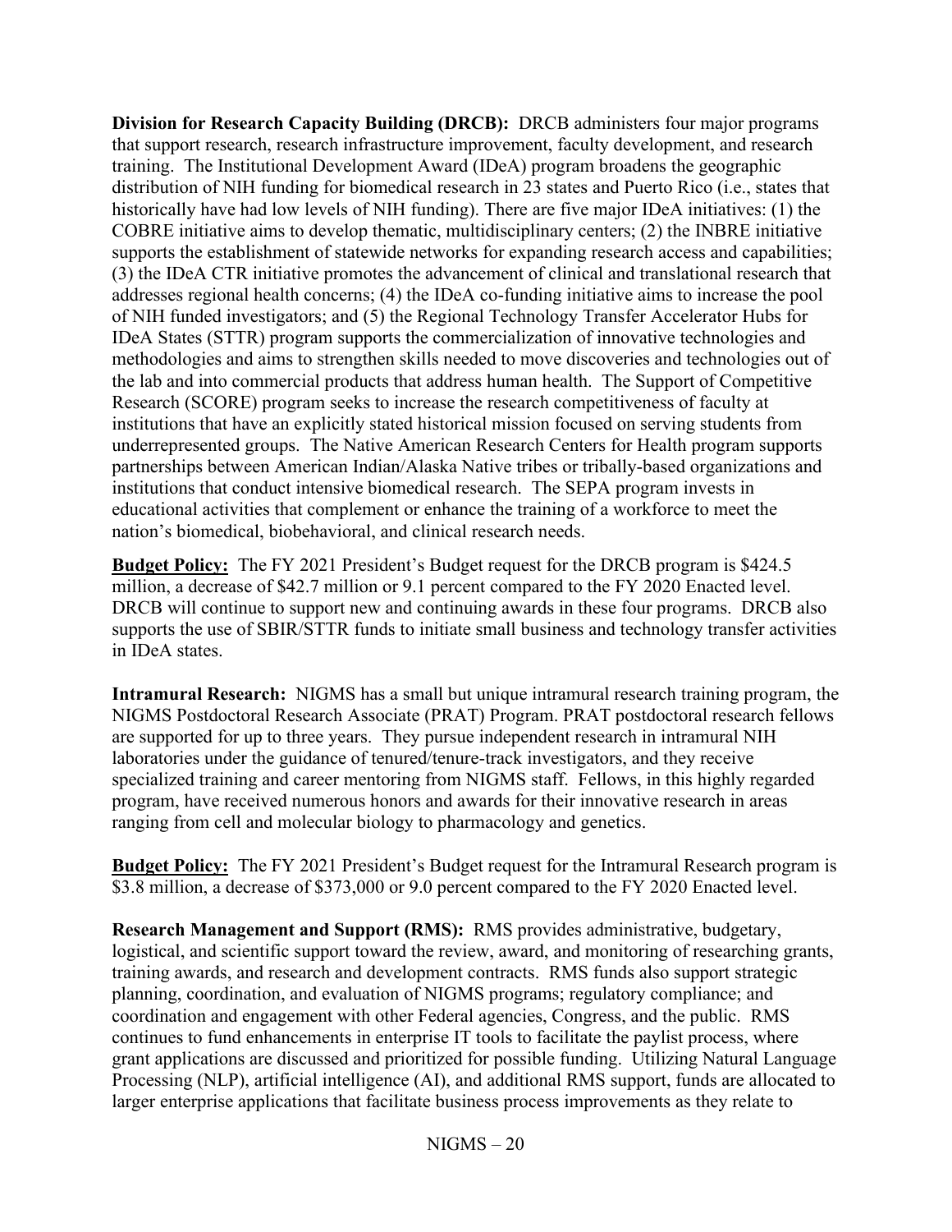**Division for Research Capacity Building (DRCB):** DRCB administers four major programs that support research, research infrastructure improvement, faculty development, and research training. The Institutional Development Award (IDeA) program broadens the geographic distribution of NIH funding for biomedical research in 23 states and Puerto Rico (i.e., states that historically have had low levels of NIH funding). There are five major IDeA initiatives: (1) the COBRE initiative aims to develop thematic, multidisciplinary centers; (2) the INBRE initiative supports the establishment of statewide networks for expanding research access and capabilities; (3) the IDeA CTR initiative promotes the advancement of clinical and translational research that addresses regional health concerns; (4) the IDeA co-funding initiative aims to increase the pool of NIH funded investigators; and (5) the Regional Technology Transfer Accelerator Hubs for IDeA States (STTR) program supports the commercialization of innovative technologies and methodologies and aims to strengthen skills needed to move discoveries and technologies out of the lab and into commercial products that address human health. The Support of Competitive Research (SCORE) program seeks to increase the research competitiveness of faculty at institutions that have an explicitly stated historical mission focused on serving students from underrepresented groups. The Native American Research Centers for Health program supports partnerships between American Indian/Alaska Native tribes or tribally-based organizations and institutions that conduct intensive biomedical research. The SEPA program invests in educational activities that complement or enhance the training of a workforce to meet the nation's biomedical, biobehavioral, and clinical research needs.

**Budget Policy:** The FY 2021 President's Budget request for the DRCB program is $424.5 million, a decrease of $42.7 million or 9.1 percent compared to the FY 2020 Enacted level. DRCB will continue to support new and continuing awards in these four programs. DRCB also supports the use of SBIR/STTR funds to initiate small business and technology transfer activities in IDeA states.

**Intramural Research:** NIGMS has a small but unique intramural research training program, the NIGMS Postdoctoral Research Associate (PRAT) Program. PRAT postdoctoral research fellows are supported for up to three years. They pursue independent research in intramural NIH laboratories under the guidance of tenured/tenure-track investigators, and they receive specialized training and career mentoring from NIGMS staff. Fellows, in this highly regarded program, have received numerous honors and awards for their innovative research in areas ranging from cell and molecular biology to pharmacology and genetics.

**Budget Policy:** The FY 2021 President's Budget request for the Intramural Research program is $3.8 million, a decrease of $373,000 or 9.0 percent compared to the FY 2020 Enacted level.

**Research Management and Support (RMS):** RMS provides administrative, budgetary, logistical, and scientific support toward the review, award, and monitoring of researching grants, training awards, and research and development contracts. RMS funds also support strategic planning, coordination, and evaluation of NIGMS programs; regulatory compliance; and coordination and engagement with other Federal agencies, Congress, and the public. RMS continues to fund enhancements in enterprise IT tools to facilitate the paylist process, where grant applications are discussed and prioritized for possible funding. Utilizing Natural Language Processing (NLP), artificial intelligence (AI), and additional RMS support, funds are allocated to larger enterprise applications that facilitate business process improvements as they relate to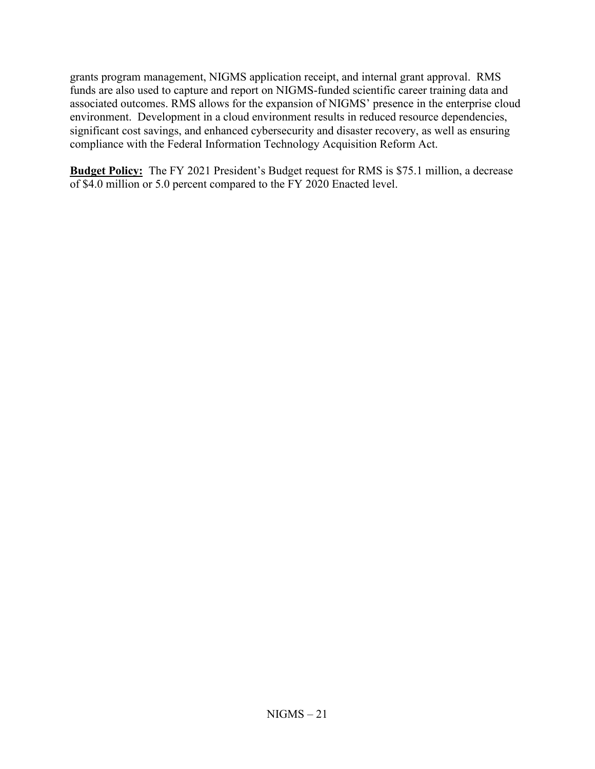grants program management, NIGMS application receipt, and internal grant approval. RMS funds are also used to capture and report on NIGMS-funded scientific career training data and associated outcomes. RMS allows for the expansion of NIGMS' presence in the enterprise cloud environment. Development in a cloud environment results in reduced resource dependencies, significant cost savings, and enhanced cybersecurity and disaster recovery, as well as ensuring compliance with the Federal Information Technology Acquisition Reform Act.

**Budget Policy:** The FY 2021 President's Budget request for RMS is $75.1 million, a decrease of $4.0 million or 5.0 percent compared to the FY 2020 Enacted level.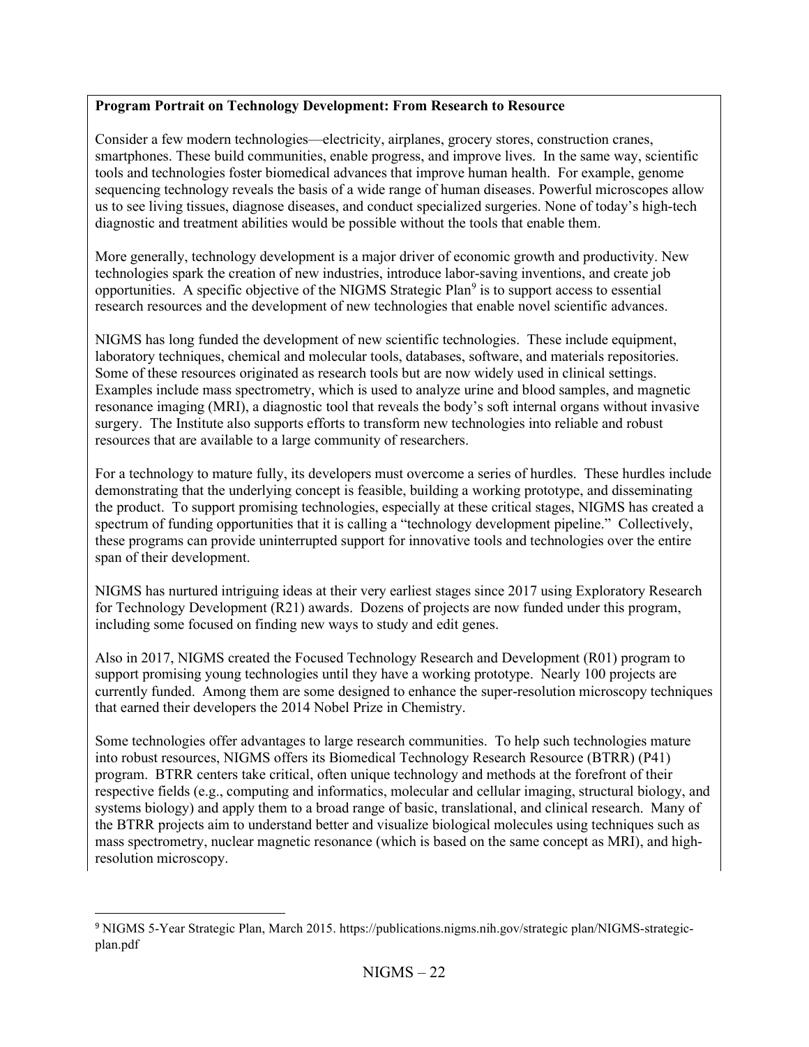**Program Portrait on Technology Development: From Research to Resource**

Consider a few modern technologies—electricity, airplanes, grocery stores, construction cranes, smartphones. These build communities, enable progress, and improve lives. In the same way, scientific tools and technologies foster biomedical advances that improve human health. For example, genome sequencing technology reveals the basis of a wide range of human diseases. Powerful microscopes allow us to see living tissues, diagnose diseases, and conduct specialized surgeries. None of today's high-tech diagnostic and treatment abilities would be possible without the tools that enable them.

More generally, technology development is a major driver of economic growth and productivity. New technologies spark the creation of new industries, introduce labor-saving inventions, and create job opportunities. A specific objective of the NIGMS Strategic Plan[9] is to support access to essential research resources and the development of new technologies that enable novel scientific advances.

NIGMS has long funded the development of new scientific technologies. These include equipment, laboratory techniques, chemical and molecular tools, databases, software, and materials repositories. Some of these resources originated as research tools but are now widely used in clinical settings. Examples include mass spectrometry, which is used to analyze urine and blood samples, and magnetic resonance imaging (MRI), a diagnostic tool that reveals the body's soft internal organs without invasive surgery. The Institute also supports efforts to transform new technologies into reliable and robust resources that are available to a large community of researchers.

For a technology to mature fully, its developers must overcome a series of hurdles. These hurdles include demonstrating that the underlying concept is feasible, building a working prototype, and disseminating the product. To support promising technologies, especially at these critical stages, NIGMS has created a spectrum of funding opportunities that it is calling a "technology development pipeline." Collectively, these programs can provide uninterrupted support for innovative tools and technologies over the entire span of their development.

NIGMS has nurtured intriguing ideas at their very earliest stages since 2017 using Exploratory Research for Technology Development (R21) awards. Dozens of projects are now funded under this program, including some focused on finding new ways to study and edit genes.

Also in 2017, NIGMS created the Focused Technology Research and Development (R01) program to support promising young technologies until they have a working prototype. Nearly 100 projects are currently funded. Among them are some designed to enhance the super-resolution microscopy techniques that earned their developers the 2014 Nobel Prize in Chemistry.

Some technologies offer advantages to large research communities. To help such technologies mature into robust resources, NIGMS offers its Biomedical Technology Research Resource (BTRR) (P41) program. BTRR centers take critical, often unique technology and methods at the forefront of their respective fields (e.g., computing and informatics, molecular and cellular imaging, structural biology, and systems biology) and apply them to a broad range of basic, translational, and clinical research. Many of the BTRR projects aim to understand better and visualize biological molecules using techniques such as mass spectrometry, nuclear magnetic resonance (which is based on the same concept as MRI), and high-resolution microscopy.

---

[9] NIGMS 5-Year Strategic Plan, March 2015. https://publications.nigms.nih.gov/strategic plan/NIGMS-strategic-plan.pdf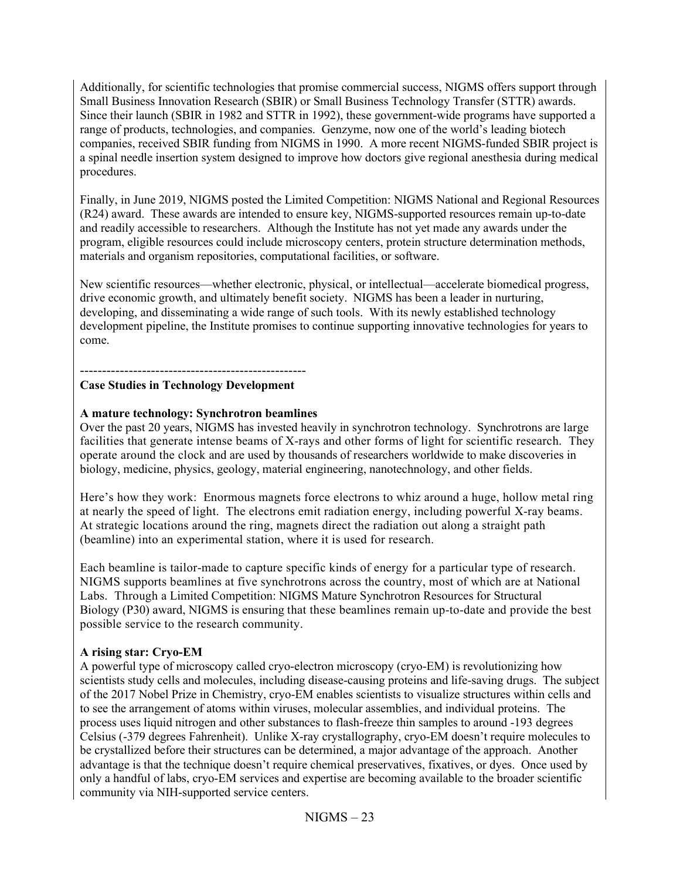Additionally, for scientific technologies that promise commercial success, NIGMS offers support through Small Business Innovation Research (SBIR) or Small Business Technology Transfer (STTR) awards. Since their launch (SBIR in 1982 and STTR in 1992), these government-wide programs have supported a range of products, technologies, and companies. Genzyme, now one of the world's leading biotech companies, received SBIR funding from NIGMS in 1990. A more recent NIGMS-funded SBIR project is a spinal needle insertion system designed to improve how doctors give regional anesthesia during medical procedures.

Finally, in June 2019, NIGMS posted the Limited Competition: NIGMS National and Regional Resources (R24) award. These awards are intended to ensure key, NIGMS-supported resources remain up-to-date and readily accessible to researchers. Although the Institute has not yet made any awards under the program, eligible resources could include microscopy centers, protein structure determination methods, materials and organism repositories, computational facilities, or software.

New scientific resources—whether electronic, physical, or intellectual—accelerate biomedical progress, drive economic growth, and ultimately benefit society. NIGMS has been a leader in nurturing, developing, and disseminating a wide range of such tools. With its newly established technology development pipeline, the Institute promises to continue supporting innovative technologies for years to come.

---------------------------------------------------

**Case Studies in Technology Development**

**A mature technology: Synchrotron beamlines**

Over the past 20 years, NIGMS has invested heavily in synchrotron technology. Synchrotrons are large facilities that generate intense beams of X-rays and other forms of light for scientific research. They operate around the clock and are used by thousands of researchers worldwide to make discoveries in biology, medicine, physics, geology, material engineering, nanotechnology, and other fields.

Here's how they work: Enormous magnets force electrons to whiz around a huge, hollow metal ring at nearly the speed of light. The electrons emit radiation energy, including powerful X-ray beams. At strategic locations around the ring, magnets direct the radiation out along a straight path (beamline) into an experimental station, where it is used for research.

Each beamline is tailor-made to capture specific kinds of energy for a particular type of research. NIGMS supports beamlines at five synchrotrons across the country, most of which are at National Labs. Through a Limited Competition: NIGMS Mature Synchrotron Resources for Structural Biology (P30) award, NIGMS is ensuring that these beamlines remain up-to-date and provide the best possible service to the research community.

**A rising star: Cryo-EM**

A powerful type of microscopy called cryo-electron microscopy (cryo-EM) is revolutionizing how scientists study cells and molecules, including disease-causing proteins and life-saving drugs. The subject of the 2017 Nobel Prize in Chemistry, cryo-EM enables scientists to visualize structures within cells and to see the arrangement of atoms within viruses, molecular assemblies, and individual proteins. The process uses liquid nitrogen and other substances to flash-freeze thin samples to around -193 degrees Celsius (-379 degrees Fahrenheit). Unlike X-ray crystallography, cryo-EM doesn't require molecules to be crystallized before their structures can be determined, a major advantage of the approach. Another advantage is that the technique doesn't require chemical preservatives, fixatives, or dyes. Once used by only a handful of labs, cryo-EM services and expertise are becoming available to the broader scientific community via NIH-supported service centers.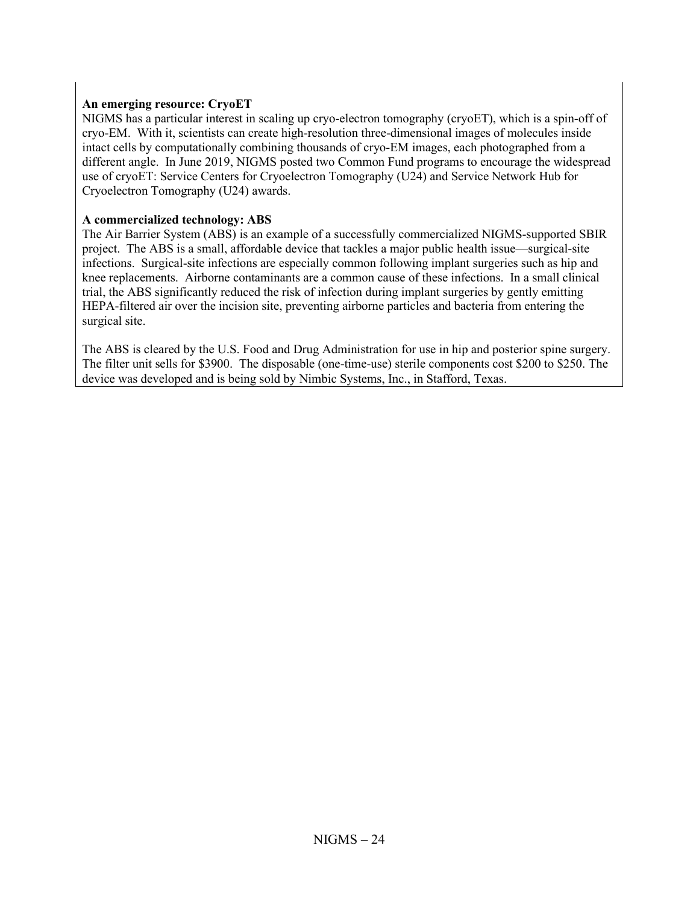**An emerging resource: CryoET**

NIGMS has a particular interest in scaling up cryo-electron tomography (cryoET), which is a spin-off of cryo-EM. With it, scientists can create high-resolution three-dimensional images of molecules inside intact cells by computationally combining thousands of cryo-EM images, each photographed from a different angle. In June 2019, NIGMS posted two Common Fund programs to encourage the widespread use of cryoET: Service Centers for Cryoelectron Tomography (U24) and Service Network Hub for Cryoelectron Tomography (U24) awards.

**A commercialized technology: ABS**

The Air Barrier System (ABS) is an example of a successfully commercialized NIGMS-supported SBIR project. The ABS is a small, affordable device that tackles a major public health issue—surgical-site infections. Surgical-site infections are especially common following implant surgeries such as hip and knee replacements. Airborne contaminants are a common cause of these infections. In a small clinical trial, the ABS significantly reduced the risk of infection during implant surgeries by gently emitting HEPA-filtered air over the incision site, preventing airborne particles and bacteria from entering the surgical site.

The ABS is cleared by the U.S. Food and Drug Administration for use in hip and posterior spine surgery. The filter unit sells for $3900. The disposable (one-time-use) sterile components cost $200 to $250. The device was developed and is being sold by Nimbic Systems, Inc., in Stafford, Texas.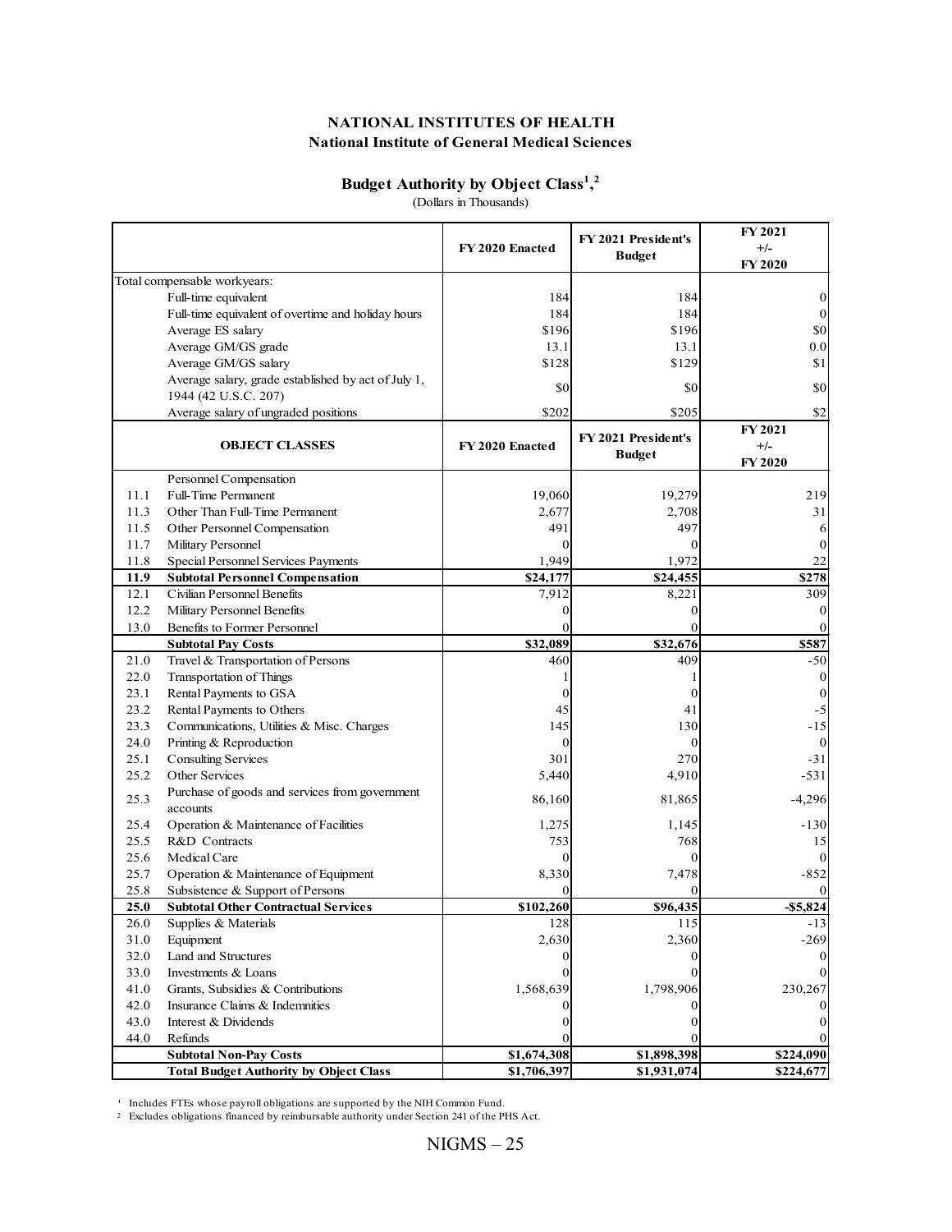# NATIONAL INSTITUTES OF HEALTH

## National Institute of General Medical Sciences

### Budget Authority by Object Class[1,2]

(Dollars in Thousands)

| | | FY 2020 Enacted | FY 2021 President's Budget | FY 2021 +/- FY 2020 |
|---|---|---|---|---|
| Total compensable workyears: | | | | |
| | Full-time equivalent | 184 | 184 | 0 |
| | Full-time equivalent of overtime and holiday hours | 184 | 184 | 0 |
| | Average ES salary | $196 | $196 | $0 |
| | Average GM/GS grade | 13.1 | 13.1 | 0.0 |
| | Average GM/GS salary | $128 | $129 | $1 |
| | Average salary, grade established by act of July 1, 1944 (42 U.S.C. 207) | $0 | $0 | $0 |
| | Average salary of ungraded positions | $202 | $205 | $2 |

| | OBJECT CLASSES | FY 2020 Enacted | FY 2021 President's Budget | FY 2021 +/- FY 2020 |
|---|---|---|---|---|
| | Personnel Compensation | | | |
| 11.1 | Full-Time Permanent | 19,060 | 19,279 | 219 |
| 11.3 | Other Than Full-Time Permanent | 2,677 | 2,708 | 31 |
| 11.5 | Other Personnel Compensation | 491 | 497 | 6 |
| 11.7 | Military Personnel | 0 | 0 | 0 |
| 11.8 | Special Personnel Services Payments | 1,949 | 1,972 | 22 |
| **11.9** | **Subtotal Personnel Compensation** | **$24,177** | **$24,455** | **$278** |
| 12.1 | Civilian Personnel Benefits | 7,912 | 8,221 | 309 |
| 12.2 | Military Personnel Benefits | 0 | 0 | 0 |
| 13.0 | Benefits to Former Personnel | 0 | 0 | 0 |
| | **Subtotal Pay Costs** | **$32,089** | **$32,676** | **$587** |
| 21.0 | Travel & Transportation of Persons | 460 | 409 | -50 |
| 22.0 | Transportation of Things | 1 | 1 | 0 |
| 23.1 | Rental Payments to GSA | 0 | 0 | 0 |
| 23.2 | Rental Payments to Others | 45 | 41 | -5 |
| 23.3 | Communications, Utilities & Misc. Charges | 145 | 130 | -15 |
| 24.0 | Printing & Reproduction | 0 | 0 | 0 |
| 25.1 | Consulting Services | 301 | 270 | -31 |
| 25.2 | Other Services | 5,440 | 4,910 | -531 |
| 25.3 | Purchase of goods and services from government accounts | 86,160 | 81,865 | -4,296 |
| 25.4 | Operation & Maintenance of Facilities | 1,275 | 1,145 | -130 |
| 25.5 | R&D Contracts | 753 | 768 | 15 |
| 25.6 | Medical Care | 0 | 0 | 0 |
| 25.7 | Operation & Maintenance of Equipment | 8,330 | 7,478 | -852 |
| 25.8 | Subsistence & Support of Persons | 0 | 0 | 0 |
| **25.0** | **Subtotal Other Contractual Services** | **$102,260** | **$96,435** | **-$5,824** |
| 26.0 | Supplies & Materials | 128 | 115 | -13 |
| 31.0 | Equipment | 2,630 | 2,360 | -269 |
| 32.0 | Land and Structures | 0 | 0 | 0 |
| 33.0 | Investments & Loans | 0 | 0 | 0 |
| 41.0 | Grants, Subsidies & Contributions | 1,568,639 | 1,798,906 | 230,267 |
| 42.0 | Insurance Claims & Indemnities | 0 | 0 | 0 |
| 43.0 | Interest & Dividends | 0 | 0 | 0 |
| 44.0 | Refunds | 0 | 0 | 0 |
| | **Subtotal Non-Pay Costs** | **$1,674,308** | **$1,898,398** | **$224,090** |
| | **Total Budget Authority by Object Class** | **$1,706,397** | **$1,931,074** | **$224,677** |

[1] Includes FTEs whose payroll obligations are supported by the NIH Common Fund.

[2] Excludes obligations financed by reimbursable authority under Section 241 of the PHS Act.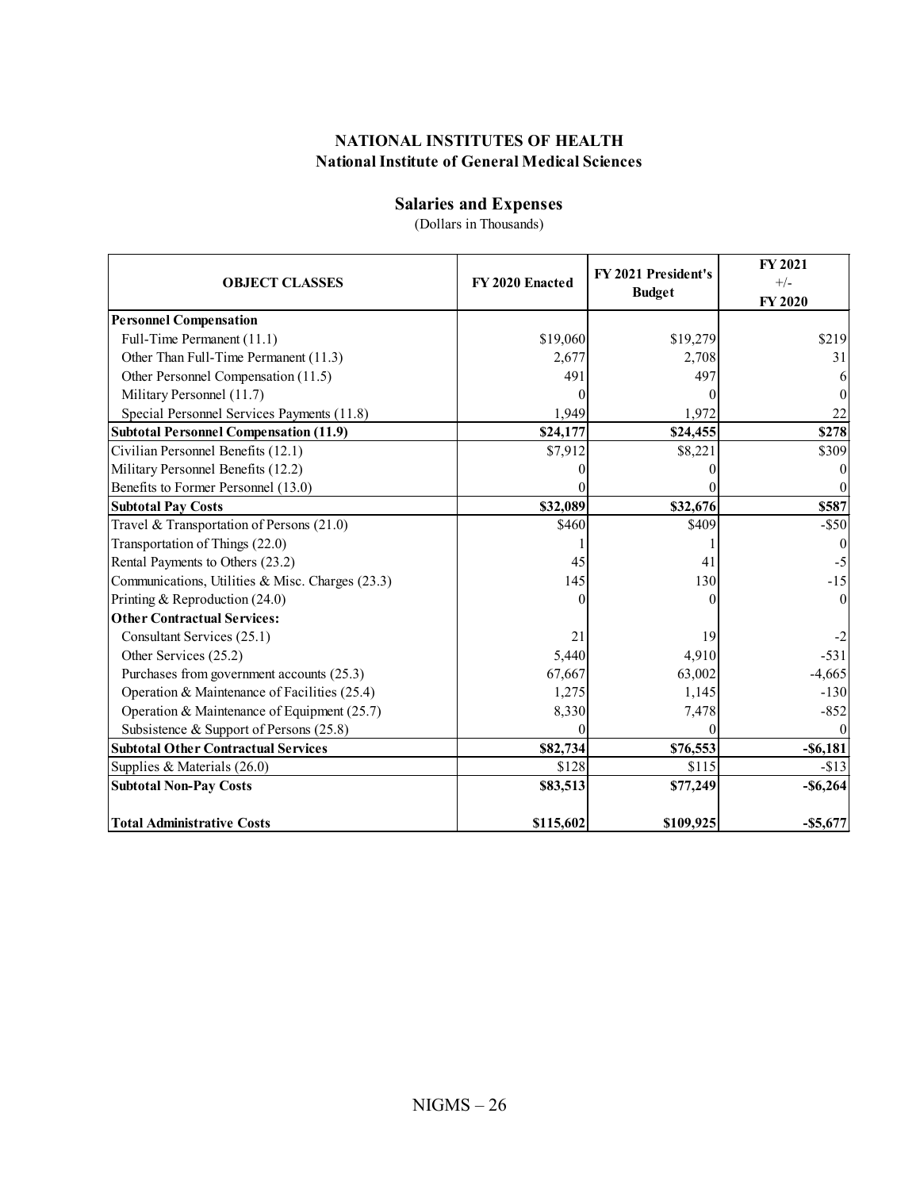**NATIONAL INSTITUTES OF HEALTH**
**National Institute of General Medical Sciences**

## Salaries and Expenses

(Dollars in Thousands)

| OBJECT CLASSES | FY 2020 Enacted | FY 2021 President's Budget | FY 2021 +/- FY 2020 |
|---|---|---|---|
| **Personnel Compensation** | | | |
| Full-Time Permanent (11.1) | $19,060 | $19,279 | $219 |
| Other Than Full-Time Permanent (11.3) | 2,677 | 2,708 | 31 |
| Other Personnel Compensation (11.5) | 491 | 497 | 6 |
| Military Personnel (11.7) | 0 | 0 | 0 |
| Special Personnel Services Payments (11.8) | 1,949 | 1,972 | 22 |
| **Subtotal Personnel Compensation (11.9)** | **$24,177** | **$24,455** | **$278** |
| Civilian Personnel Benefits (12.1) | $7,912 | $8,221 | $309 |
| Military Personnel Benefits (12.2) | 0 | 0 | 0 |
| Benefits to Former Personnel (13.0) | 0 | 0 | 0 |
| **Subtotal Pay Costs** | **$32,089** | **$32,676** | **$587** |
| Travel & Transportation of Persons (21.0) | $460 | $409 | -$50 |
| Transportation of Things (22.0) | 1 | 1 | 0 |
| Rental Payments to Others (23.2) | 45 | 41 | -5 |
| Communications, Utilities & Misc. Charges (23.3) | 145 | 130 | -15 |
| Printing & Reproduction (24.0) | 0 | 0 | 0 |
| **Other Contractual Services:** | | | |
| Consultant Services (25.1) | 21 | 19 | -2 |
| Other Services (25.2) | 5,440 | 4,910 | -531 |
| Purchases from government accounts (25.3) | 67,667 | 63,002 | -4,665 |
| Operation & Maintenance of Facilities (25.4) | 1,275 | 1,145 | -130 |
| Operation & Maintenance of Equipment (25.7) | 8,330 | 7,478 | -852 |
| Subsistence & Support of Persons (25.8) | 0 | 0 | 0 |
| **Subtotal Other Contractual Services** | **$82,734** | **$76,553** | **-$6,181** |
| Supplies & Materials (26.0) | $128 | $115 | -$13 |
| **Subtotal Non-Pay Costs** | **$83,513** | **$77,249** | **-$6,264** |
| **Total Administrative Costs** | **$115,602** | **$109,925** | **-$5,677** |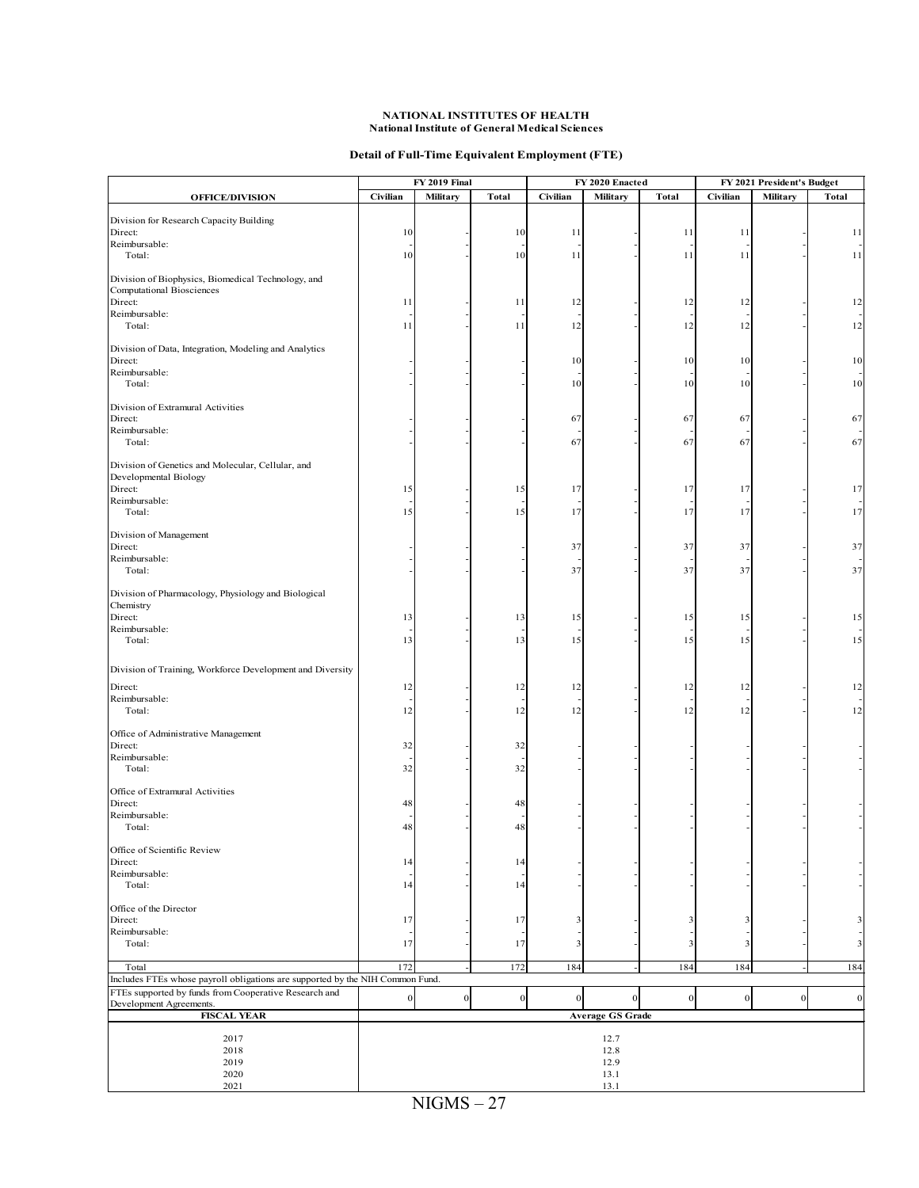**NATIONAL INSTITUTES OF HEALTH**
**National Institute of General Medical Sciences**

**Detail of Full-Time Equivalent Employment (FTE)**

| OFFICE/DIVISION | FY 2019 Final | | | FY 2020 Enacted | | | FY 2021 President's Budget | | |
|---|---|---|---|---|---|---|---|---|---|
| | Civilian | Military | Total | Civilian | Military | Total | Civilian | Military | Total |
| **Division for Research Capacity Building** | | | | | | | | | |
| Direct: | 10 | - | 10 | 11 | - | 11 | 11 | - | 11 |
| Reimbursable: | - | - | - | - | - | - | - | - | - |
| Total: | 10 | - | 10 | 11 | - | 11 | 11 | - | 11 |
| **Division of Biophysics, Biomedical Technology, and Computational Biosciences** | | | | | | | | | |
| Direct: | 11 | - | 11 | 12 | - | 12 | 12 | - | 12 |
| Reimbursable: | - | - | - | - | - | - | - | - | - |
| Total: | 11 | - | 11 | 12 | - | 12 | 12 | - | 12 |
| **Division of Data, Integration, Modeling and Analytics** | | | | | | | | | |
| Direct: | - | - | - | 10 | - | 10 | 10 | - | 10 |
| Reimbursable: | - | - | - | - | - | - | - | - | - |
| Total: | - | - | - | 10 | - | 10 | 10 | - | 10 |
| **Division of Extramural Activities** | | | | | | | | | |
| Direct: | - | - | - | 67 | - | 67 | 67 | - | 67 |
| Reimbursable: | - | - | - | - | - | - | - | - | - |
| Total: | - | - | - | 67 | - | 67 | 67 | - | 67 |
| **Division of Genetics and Molecular, Cellular, and Developmental Biology** | | | | | | | | | |
| Direct: | 15 | - | 15 | 17 | - | 17 | 17 | - | 17 |
| Reimbursable: | - | - | - | - | - | - | - | - | - |
| Total: | 15 | - | 15 | 17 | - | 17 | 17 | - | 17 |
| **Division of Management** | | | | | | | | | |
| Direct: | - | - | - | 37 | - | 37 | 37 | - | 37 |
| Reimbursable: | - | - | - | - | - | - | - | - | - |
| Total: | - | - | - | 37 | - | 37 | 37 | - | 37 |
| **Division of Pharmacology, Physiology and Biological Chemistry** | | | | | | | | | |
| Direct: | 13 | - | 13 | 15 | - | 15 | 15 | - | 15 |
| Reimbursable: | - | - | - | - | - | - | - | - | - |
| Total: | 13 | - | 13 | 15 | - | 15 | 15 | - | 15 |
| **Division of Training, Workforce Development and Diversity** | | | | | | | | | |
| Direct: | 12 | - | 12 | 12 | - | 12 | 12 | - | 12 |
| Reimbursable: | - | - | - | - | - | - | - | - | - |
| Total: | 12 | - | 12 | 12 | - | 12 | 12 | - | 12 |
| **Office of Administrative Management** | | | | | | | | | |
| Direct: | 32 | - | 32 | - | - | - | - | - | - |
| Reimbursable: | - | - | - | - | - | - | - | - | - |
| Total: | 32 | - | 32 | - | - | - | - | - | - |
| **Office of Extramural Activities** | | | | | | | | | |
| Direct: | 48 | - | 48 | - | - | - | - | - | - |
| Reimbursable: | - | - | - | - | - | - | - | - | - |
| Total: | 48 | - | 48 | - | - | - | - | - | - |
| **Office of Scientific Review** | | | | | | | | | |
| Direct: | 14 | - | 14 | - | - | - | - | - | - |
| Reimbursable: | - | - | - | - | - | - | - | - | - |
| Total: | 14 | - | 14 | - | - | - | - | - | - |
| **Office of the Director** | | | | | | | | | |
| Direct: | 17 | - | 17 | 3 | - | 3 | 3 | - | 3 |
| Reimbursable: | - | - | - | - | - | - | - | - | - |
| Total: | 17 | - | 17 | 3 | - | 3 | 3 | - | 3 |
| Total | 172 | - | 172 | 184 | - | 184 | 184 | - | 184 |
| Includes FTEs whose payroll obligations are supported by the NIH Common Fund. | | | | | | | | | |
| FTEs supported by funds from Cooperative Research and Development Agreements. | 0 | 0 | 0 | 0 | 0 | 0 | 0 | 0 | 0 |

| FISCAL YEAR | Average GS Grade |
|---|---|
| 2017 | 12.7 |
| 2018 | 12.8 |
| 2019 | 12.9 |
| 2020 | 13.1 |
| 2021 | 13.1 |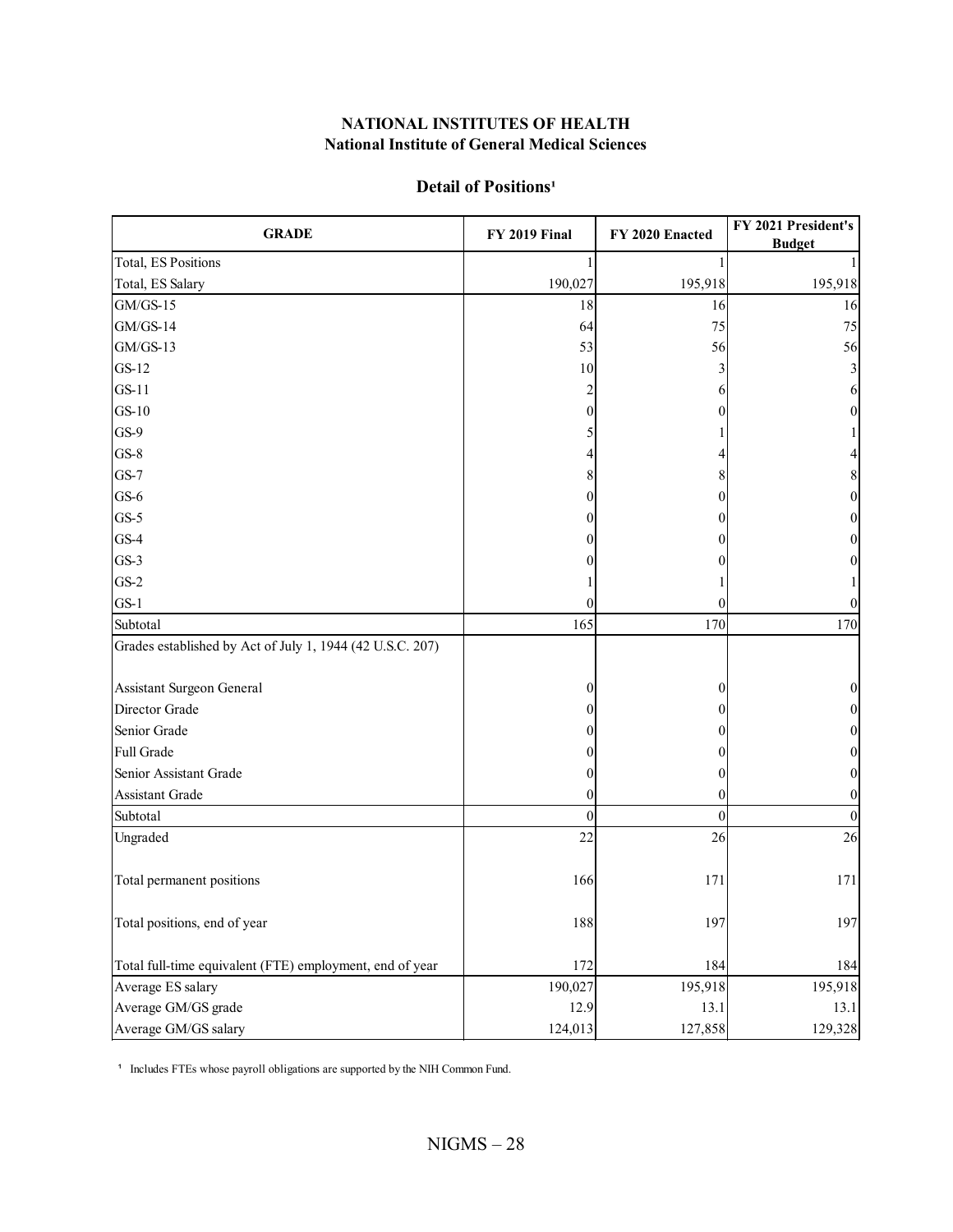# NATIONAL INSTITUTES OF HEALTH
## National Institute of General Medical Sciences

### Detail of Positions[1]

| GRADE | FY 2019 Final | FY 2020 Enacted | FY 2021 President's Budget |
|---|---|---|---|
| Total, ES Positions | 1 | 1 | 1 |
| Total, ES Salary | 190,027 | 195,918 | 195,918 |
| GM/GS-15 | 18 | 16 | 16 |
| GM/GS-14 | 64 | 75 | 75 |
| GM/GS-13 | 53 | 56 | 56 |
| GS-12 | 10 | 3 | 3 |
| GS-11 | 2 | 6 | 6 |
| GS-10 | 0 | 0 | 0 |
| GS-9 | 5 | 1 | 1 |
| GS-8 | 4 | 4 | 4 |
| GS-7 | 8 | 8 | 8 |
| GS-6 | 0 | 0 | 0 |
| GS-5 | 0 | 0 | 0 |
| GS-4 | 0 | 0 | 0 |
| GS-3 | 0 | 0 | 0 |
| GS-2 | 1 | 1 | 1 |
| GS-1 | 0 | 0 | 0 |
| Subtotal | 165 | 170 | 170 |
| Grades established by Act of July 1, 1944 (42 U.S.C. 207) | | | |
| Assistant Surgeon General | 0 | 0 | 0 |
| Director Grade | 0 | 0 | 0 |
| Senior Grade | 0 | 0 | 0 |
| Full Grade | 0 | 0 | 0 |
| Senior Assistant Grade | 0 | 0 | 0 |
| Assistant Grade | 0 | 0 | 0 |
| Subtotal | 0 | 0 | 0 |
| Ungraded | 22 | 26 | 26 |
| Total permanent positions | 166 | 171 | 171 |
| Total positions, end of year | 188 | 197 | 197 |
| Total full-time equivalent (FTE) employment, end of year | 172 | 184 | 184 |
| Average ES salary | 190,027 | 195,918 | 195,918 |
| Average GM/GS grade | 12.9 | 13.1 | 13.1 |
| Average GM/GS salary | 124,013 | 127,858 | 129,328 |

[1] Includes FTEs whose payroll obligations are supported by the NIH Common Fund.